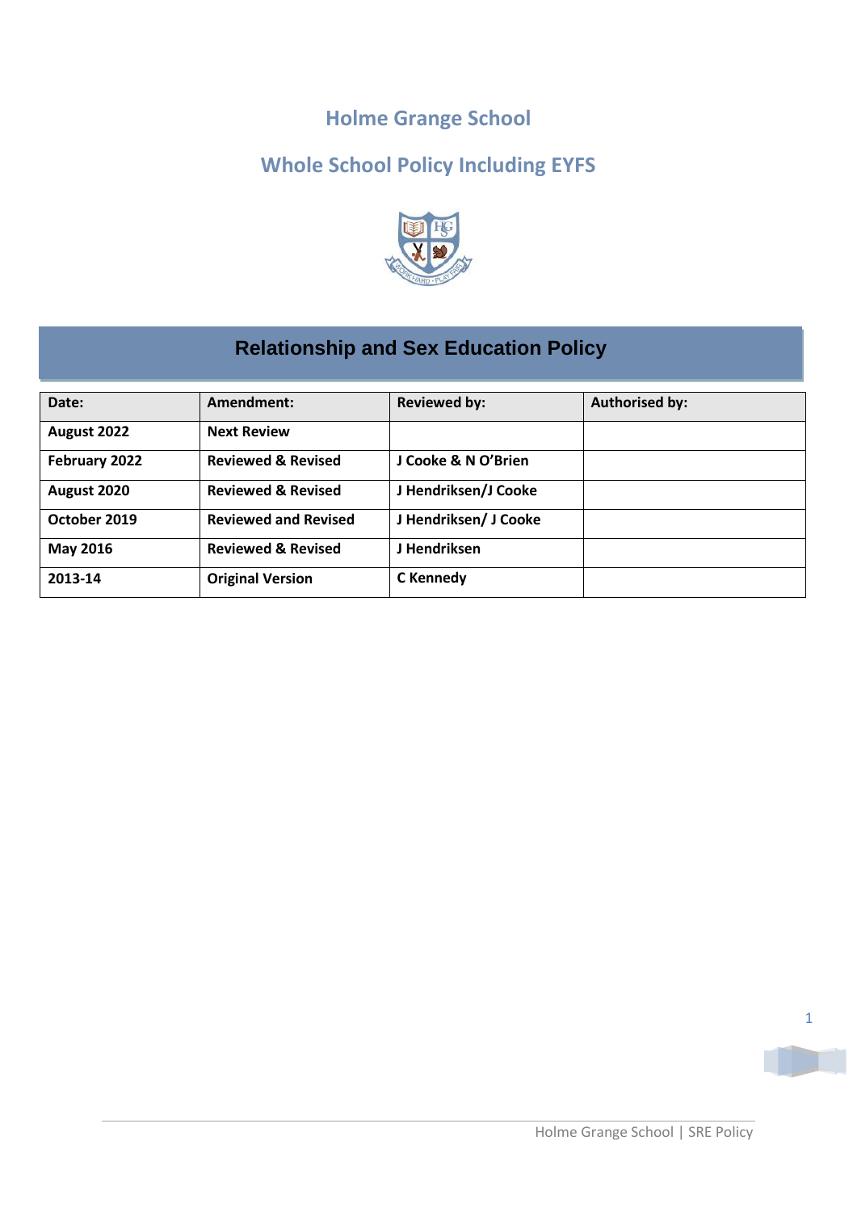# Holme Grange School

## Whole School Policy Including EYFS

## Relationship and Sex Education Policy

| Date: | Amendment: | Reviewed by: | Authorised by: |
|---|---|---|---|
| August 2022 | Next Review | | |
| February 2022 | Reviewed & Revised | J Cooke & N O'Brien | |
| August 2020 | Reviewed & Revised | J Hendriksen/J Cooke | |
| October 2019 | Reviewed and Revised | J Hendriksen/ J Cooke | |
| May 2016 | Reviewed & Revised | J Hendriksen | |
| 2013-14 | Original Version | C Kennedy | |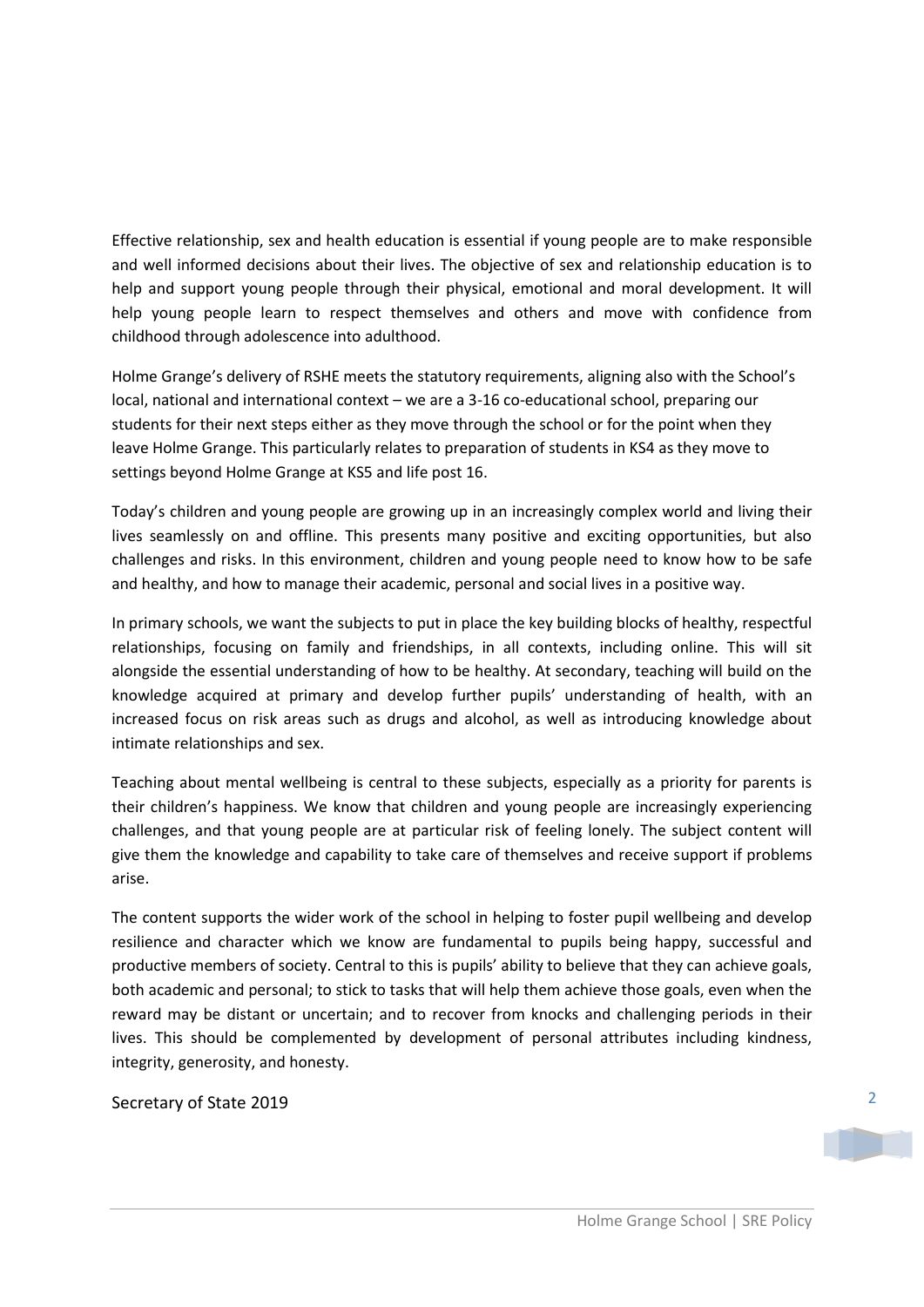Effective relationship, sex and health education is essential if young people are to make responsible and well informed decisions about their lives. The objective of sex and relationship education is to help and support young people through their physical, emotional and moral development. It will help young people learn to respect themselves and others and move with confidence from childhood through adolescence into adulthood.

Holme Grange's delivery of RSHE meets the statutory requirements, aligning also with the School's local, national and international context – we are a 3-16 co-educational school, preparing our students for their next steps either as they move through the school or for the point when they leave Holme Grange. This particularly relates to preparation of students in KS4 as they move to settings beyond Holme Grange at KS5 and life post 16.

Today's children and young people are growing up in an increasingly complex world and living their lives seamlessly on and offline. This presents many positive and exciting opportunities, but also challenges and risks. In this environment, children and young people need to know how to be safe and healthy, and how to manage their academic, personal and social lives in a positive way.

In primary schools, we want the subjects to put in place the key building blocks of healthy, respectful relationships, focusing on family and friendships, in all contexts, including online. This will sit alongside the essential understanding of how to be healthy. At secondary, teaching will build on the knowledge acquired at primary and develop further pupils' understanding of health, with an increased focus on risk areas such as drugs and alcohol, as well as introducing knowledge about intimate relationships and sex.

Teaching about mental wellbeing is central to these subjects, especially as a priority for parents is their children's happiness. We know that children and young people are increasingly experiencing challenges, and that young people are at particular risk of feeling lonely. The subject content will give them the knowledge and capability to take care of themselves and receive support if problems arise.

The content supports the wider work of the school in helping to foster pupil wellbeing and develop resilience and character which we know are fundamental to pupils being happy, successful and productive members of society. Central to this is pupils' ability to believe that they can achieve goals, both academic and personal; to stick to tasks that will help them achieve those goals, even when the reward may be distant or uncertain; and to recover from knocks and challenging periods in their lives. This should be complemented by development of personal attributes including kindness, integrity, generosity, and honesty.

Secretary of State 2019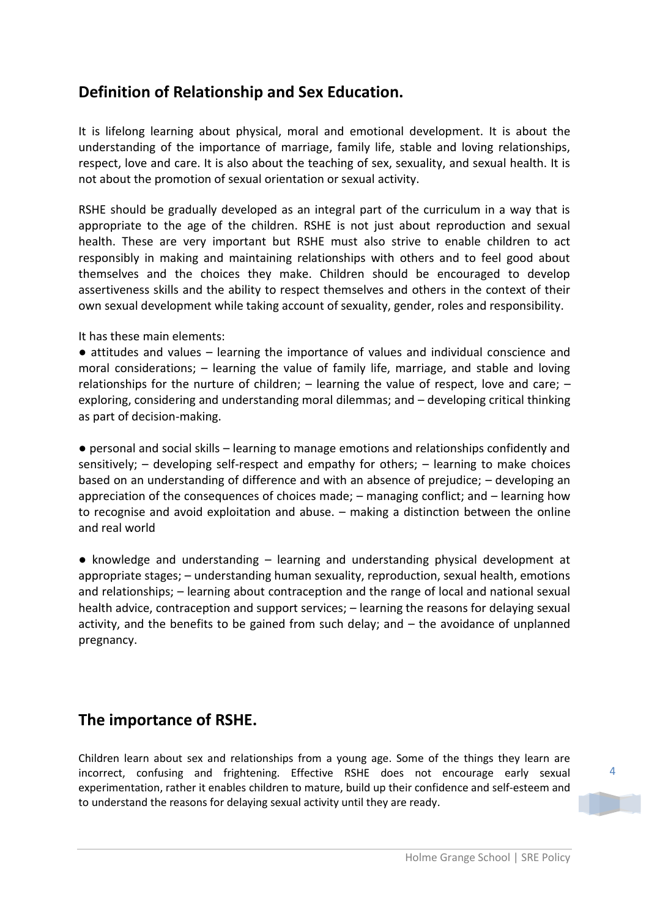## Definition of Relationship and Sex Education.

It is lifelong learning about physical, moral and emotional development. It is about the understanding of the importance of marriage, family life, stable and loving relationships, respect, love and care. It is also about the teaching of sex, sexuality, and sexual health. It is not about the promotion of sexual orientation or sexual activity.

RSHE should be gradually developed as an integral part of the curriculum in a way that is appropriate to the age of the children. RSHE is not just about reproduction and sexual health. These are very important but RSHE must also strive to enable children to act responsibly in making and maintaining relationships with others and to feel good about themselves and the choices they make. Children should be encouraged to develop assertiveness skills and the ability to respect themselves and others in the context of their own sexual development while taking account of sexuality, gender, roles and responsibility.

It has these main elements:

● attitudes and values – learning the importance of values and individual conscience and moral considerations; – learning the value of family life, marriage, and stable and loving relationships for the nurture of children; – learning the value of respect, love and care; – exploring, considering and understanding moral dilemmas; and – developing critical thinking as part of decision-making.

● personal and social skills – learning to manage emotions and relationships confidently and sensitively; – developing self-respect and empathy for others; – learning to make choices based on an understanding of difference and with an absence of prejudice; – developing an appreciation of the consequences of choices made; – managing conflict; and – learning how to recognise and avoid exploitation and abuse. – making a distinction between the online and real world

● knowledge and understanding – learning and understanding physical development at appropriate stages; – understanding human sexuality, reproduction, sexual health, emotions and relationships; – learning about contraception and the range of local and national sexual health advice, contraception and support services; – learning the reasons for delaying sexual activity, and the benefits to be gained from such delay; and – the avoidance of unplanned pregnancy.

## The importance of RSHE.

Children learn about sex and relationships from a young age. Some of the things they learn are incorrect, confusing and frightening. Effective RSHE does not encourage early sexual experimentation, rather it enables children to mature, build up their confidence and self-esteem and to understand the reasons for delaying sexual activity until they are ready.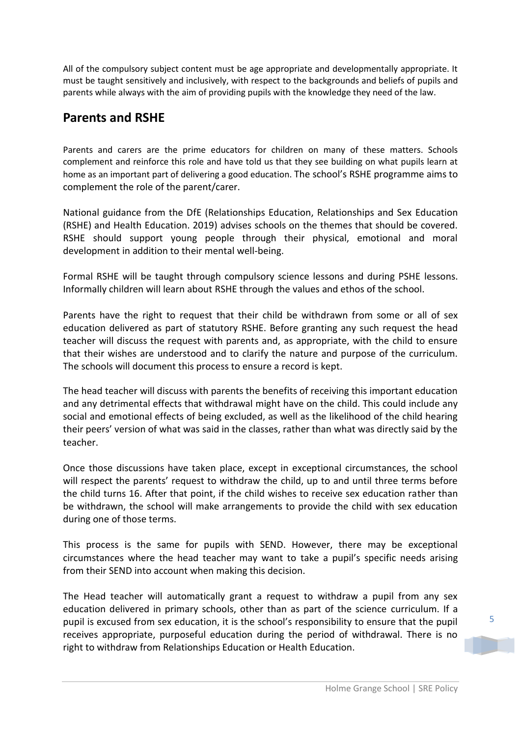All of the compulsory subject content must be age appropriate and developmentally appropriate. It must be taught sensitively and inclusively, with respect to the backgrounds and beliefs of pupils and parents while always with the aim of providing pupils with the knowledge they need of the law.

## Parents and RSHE

Parents and carers are the prime educators for children on many of these matters. Schools complement and reinforce this role and have told us that they see building on what pupils learn at home as an important part of delivering a good education. The school's RSHE programme aims to complement the role of the parent/carer.

National guidance from the DfE (Relationships Education, Relationships and Sex Education (RSHE) and Health Education. 2019) advises schools on the themes that should be covered. RSHE should support young people through their physical, emotional and moral development in addition to their mental well-being.

Formal RSHE will be taught through compulsory science lessons and during PSHE lessons. Informally children will learn about RSHE through the values and ethos of the school.

Parents have the right to request that their child be withdrawn from some or all of sex education delivered as part of statutory RSHE. Before granting any such request the head teacher will discuss the request with parents and, as appropriate, with the child to ensure that their wishes are understood and to clarify the nature and purpose of the curriculum. The schools will document this process to ensure a record is kept.

The head teacher will discuss with parents the benefits of receiving this important education and any detrimental effects that withdrawal might have on the child. This could include any social and emotional effects of being excluded, as well as the likelihood of the child hearing their peers' version of what was said in the classes, rather than what was directly said by the teacher.

Once those discussions have taken place, except in exceptional circumstances, the school will respect the parents' request to withdraw the child, up to and until three terms before the child turns 16. After that point, if the child wishes to receive sex education rather than be withdrawn, the school will make arrangements to provide the child with sex education during one of those terms.

This process is the same for pupils with SEND. However, there may be exceptional circumstances where the head teacher may want to take a pupil's specific needs arising from their SEND into account when making this decision.

The Head teacher will automatically grant a request to withdraw a pupil from any sex education delivered in primary schools, other than as part of the science curriculum. If a pupil is excused from sex education, it is the school's responsibility to ensure that the pupil receives appropriate, purposeful education during the period of withdrawal. There is no right to withdraw from Relationships Education or Health Education.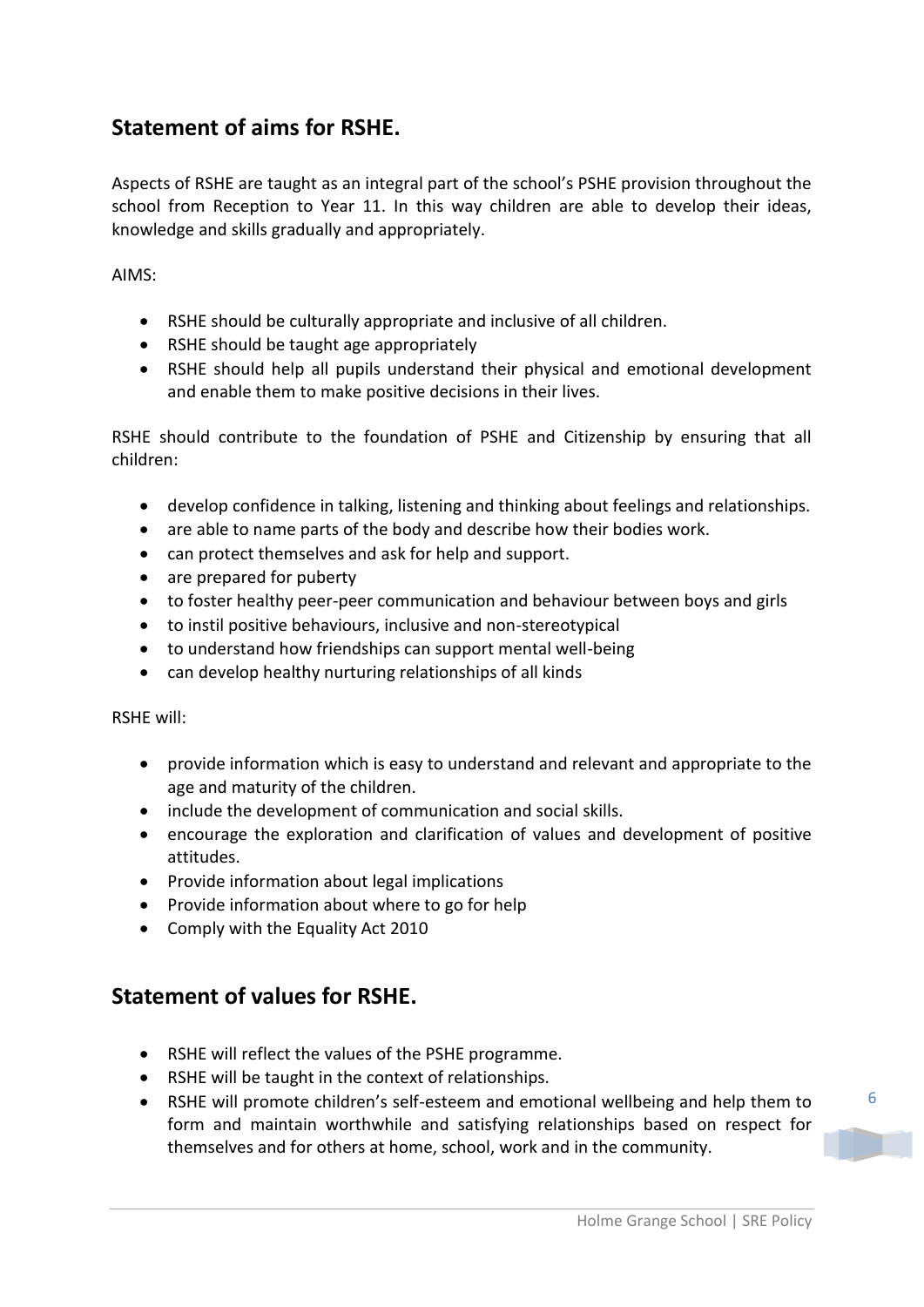## Statement of aims for RSHE.

Aspects of RSHE are taught as an integral part of the school's PSHE provision throughout the school from Reception to Year 11. In this way children are able to develop their ideas, knowledge and skills gradually and appropriately.

AIMS:

- RSHE should be culturally appropriate and inclusive of all children.
- RSHE should be taught age appropriately
- RSHE should help all pupils understand their physical and emotional development and enable them to make positive decisions in their lives.

RSHE should contribute to the foundation of PSHE and Citizenship by ensuring that all children:

- develop confidence in talking, listening and thinking about feelings and relationships.
- are able to name parts of the body and describe how their bodies work.
- can protect themselves and ask for help and support.
- are prepared for puberty
- to foster healthy peer-peer communication and behaviour between boys and girls
- to instil positive behaviours, inclusive and non-stereotypical
- to understand how friendships can support mental well-being
- can develop healthy nurturing relationships of all kinds

RSHE will:

- provide information which is easy to understand and relevant and appropriate to the age and maturity of the children.
- include the development of communication and social skills.
- encourage the exploration and clarification of values and development of positive attitudes.
- Provide information about legal implications
- Provide information about where to go for help
- Comply with the Equality Act 2010

## Statement of values for RSHE.

- RSHE will reflect the values of the PSHE programme.
- RSHE will be taught in the context of relationships.
- RSHE will promote children's self-esteem and emotional wellbeing and help them to form and maintain worthwhile and satisfying relationships based on respect for themselves and for others at home, school, work and in the community.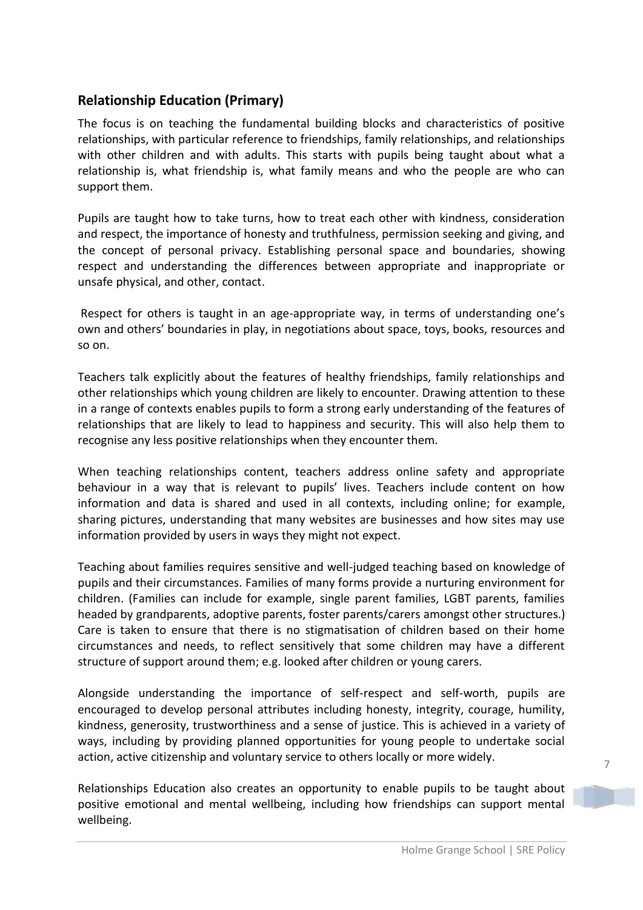## Relationship Education (Primary)

The focus is on teaching the fundamental building blocks and characteristics of positive relationships, with particular reference to friendships, family relationships, and relationships with other children and with adults. This starts with pupils being taught about what a relationship is, what friendship is, what family means and who the people are who can support them.

Pupils are taught how to take turns, how to treat each other with kindness, consideration and respect, the importance of honesty and truthfulness, permission seeking and giving, and the concept of personal privacy. Establishing personal space and boundaries, showing respect and understanding the differences between appropriate and inappropriate or unsafe physical, and other, contact.

Respect for others is taught in an age-appropriate way, in terms of understanding one's own and others' boundaries in play, in negotiations about space, toys, books, resources and so on.

Teachers talk explicitly about the features of healthy friendships, family relationships and other relationships which young children are likely to encounter. Drawing attention to these in a range of contexts enables pupils to form a strong early understanding of the features of relationships that are likely to lead to happiness and security. This will also help them to recognise any less positive relationships when they encounter them.

When teaching relationships content, teachers address online safety and appropriate behaviour in a way that is relevant to pupils' lives. Teachers include content on how information and data is shared and used in all contexts, including online; for example, sharing pictures, understanding that many websites are businesses and how sites may use information provided by users in ways they might not expect.

Teaching about families requires sensitive and well-judged teaching based on knowledge of pupils and their circumstances. Families of many forms provide a nurturing environment for children. (Families can include for example, single parent families, LGBT parents, families headed by grandparents, adoptive parents, foster parents/carers amongst other structures.) Care is taken to ensure that there is no stigmatisation of children based on their home circumstances and needs, to reflect sensitively that some children may have a different structure of support around them; e.g. looked after children or young carers.

Alongside understanding the importance of self-respect and self-worth, pupils are encouraged to develop personal attributes including honesty, integrity, courage, humility, kindness, generosity, trustworthiness and a sense of justice. This is achieved in a variety of ways, including by providing planned opportunities for young people to undertake social action, active citizenship and voluntary service to others locally or more widely.

Relationships Education also creates an opportunity to enable pupils to be taught about positive emotional and mental wellbeing, including how friendships can support mental wellbeing.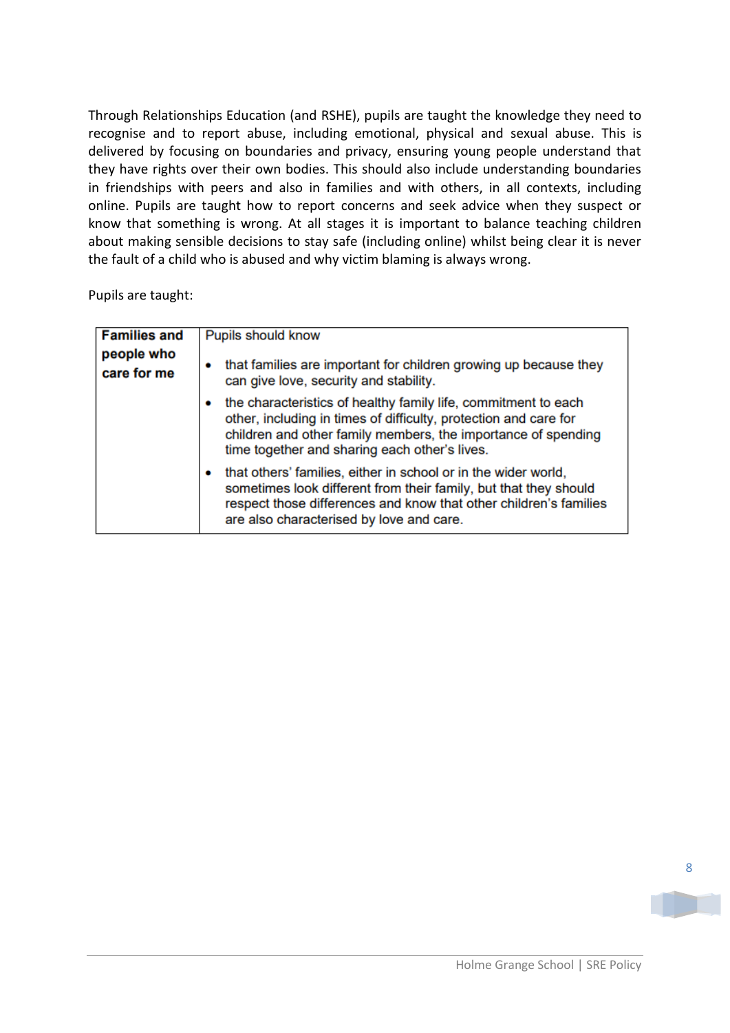Through Relationships Education (and RSHE), pupils are taught the knowledge they need to recognise and to report abuse, including emotional, physical and sexual abuse. This is delivered by focusing on boundaries and privacy, ensuring young people understand that they have rights over their own bodies. This should also include understanding boundaries in friendships with peers and also in families and with others, in all contexts, including online. Pupils are taught how to report concerns and seek advice when they suspect or know that something is wrong. At all stages it is important to balance teaching children about making sensible decisions to stay safe (including online) whilst being clear it is never the fault of a child who is abused and why victim blaming is always wrong.

Pupils are taught:

| **Families and people who care for me** | Pupils should know<br>• that families are important for children growing up because they can give love, security and stability.<br>• the characteristics of healthy family life, commitment to each other, including in times of difficulty, protection and care for children and other family members, the importance of spending time together and sharing each other's lives.<br>• that others' families, either in school or in the wider world, sometimes look different from their family, but that they should respect those differences and know that other children's families are also characterised by love and care. |
|---|---|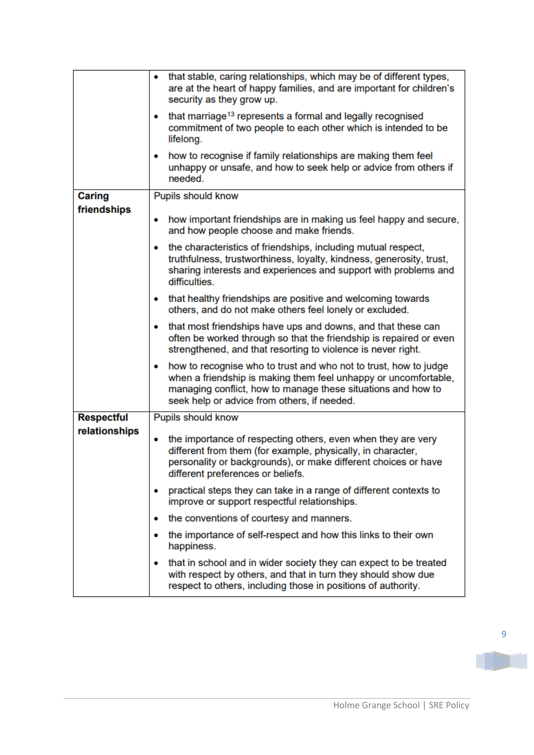| | |
|---|---|
| | • that stable, caring relationships, which may be of different types, are at the heart of happy families, and are important for children's security as they grow up.<br>• that marriage[13] represents a formal and legally recognised commitment of two people to each other which is intended to be lifelong.<br>• how to recognise if family relationships are making them feel unhappy or unsafe, and how to seek help or advice from others if needed. |
| **Caring friendships** | Pupils should know<br>• how important friendships are in making us feel happy and secure, and how people choose and make friends.<br>• the characteristics of friendships, including mutual respect, truthfulness, trustworthiness, loyalty, kindness, generosity, trust, sharing interests and experiences and support with problems and difficulties.<br>• that healthy friendships are positive and welcoming towards others, and do not make others feel lonely or excluded.<br>• that most friendships have ups and downs, and that these can often be worked through so that the friendship is repaired or even strengthened, and that resorting to violence is never right.<br>• how to recognise who to trust and who not to trust, how to judge when a friendship is making them feel unhappy or uncomfortable, managing conflict, how to manage these situations and how to seek help or advice from others, if needed. |
| **Respectful relationships** | Pupils should know<br>• the importance of respecting others, even when they are very different from them (for example, physically, in character, personality or backgrounds), or make different choices or have different preferences or beliefs.<br>• practical steps they can take in a range of different contexts to improve or support respectful relationships.<br>• the conventions of courtesy and manners.<br>• the importance of self-respect and how this links to their own happiness.<br>• that in school and in wider society they can expect to be treated with respect by others, and that in turn they should show due respect to others, including those in positions of authority. |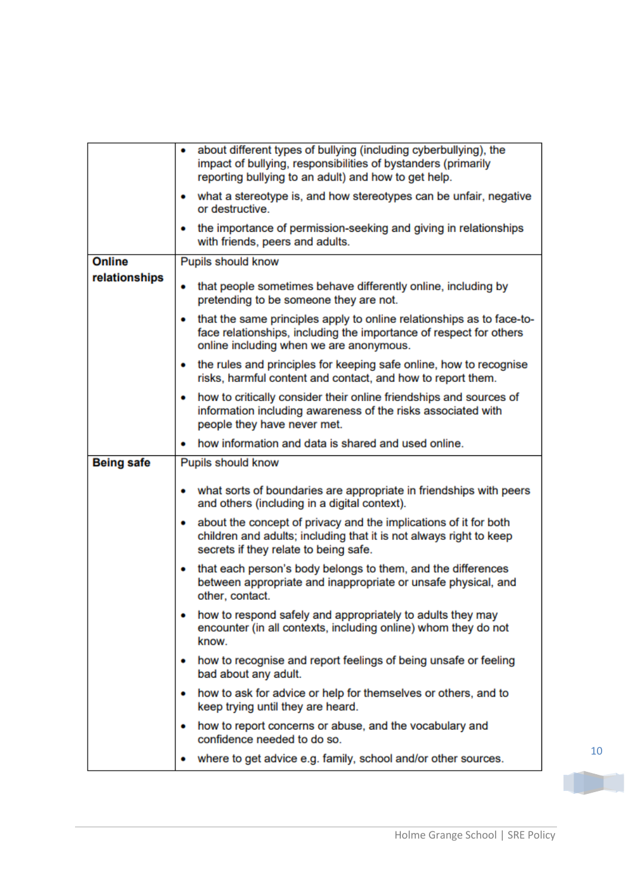| | |
|---|---|
| | • about different types of bullying (including cyberbullying), the impact of bullying, responsibilities of bystanders (primarily reporting bullying to an adult) and how to get help.<br>• what a stereotype is, and how stereotypes can be unfair, negative or destructive.<br>• the importance of permission-seeking and giving in relationships with friends, peers and adults. |
| **Online relationships** | Pupils should know<br>• that people sometimes behave differently online, including by pretending to be someone they are not.<br>• that the same principles apply to online relationships as to face-to-face relationships, including the importance of respect for others online including when we are anonymous.<br>• the rules and principles for keeping safe online, how to recognise risks, harmful content and contact, and how to report them.<br>• how to critically consider their online friendships and sources of information including awareness of the risks associated with people they have never met.<br>• how information and data is shared and used online. |
| **Being safe** | Pupils should know<br>• what sorts of boundaries are appropriate in friendships with peers and others (including in a digital context).<br>• about the concept of privacy and the implications of it for both children and adults; including that it is not always right to keep secrets if they relate to being safe.<br>• that each person's body belongs to them, and the differences between appropriate and inappropriate or unsafe physical, and other, contact.<br>• how to respond safely and appropriately to adults they may encounter (in all contexts, including online) whom they do not know.<br>• how to recognise and report feelings of being unsafe or feeling bad about any adult.<br>• how to ask for advice or help for themselves or others, and to keep trying until they are heard.<br>• how to report concerns or abuse, and the vocabulary and confidence needed to do so.<br>• where to get advice e.g. family, school and/or other sources. |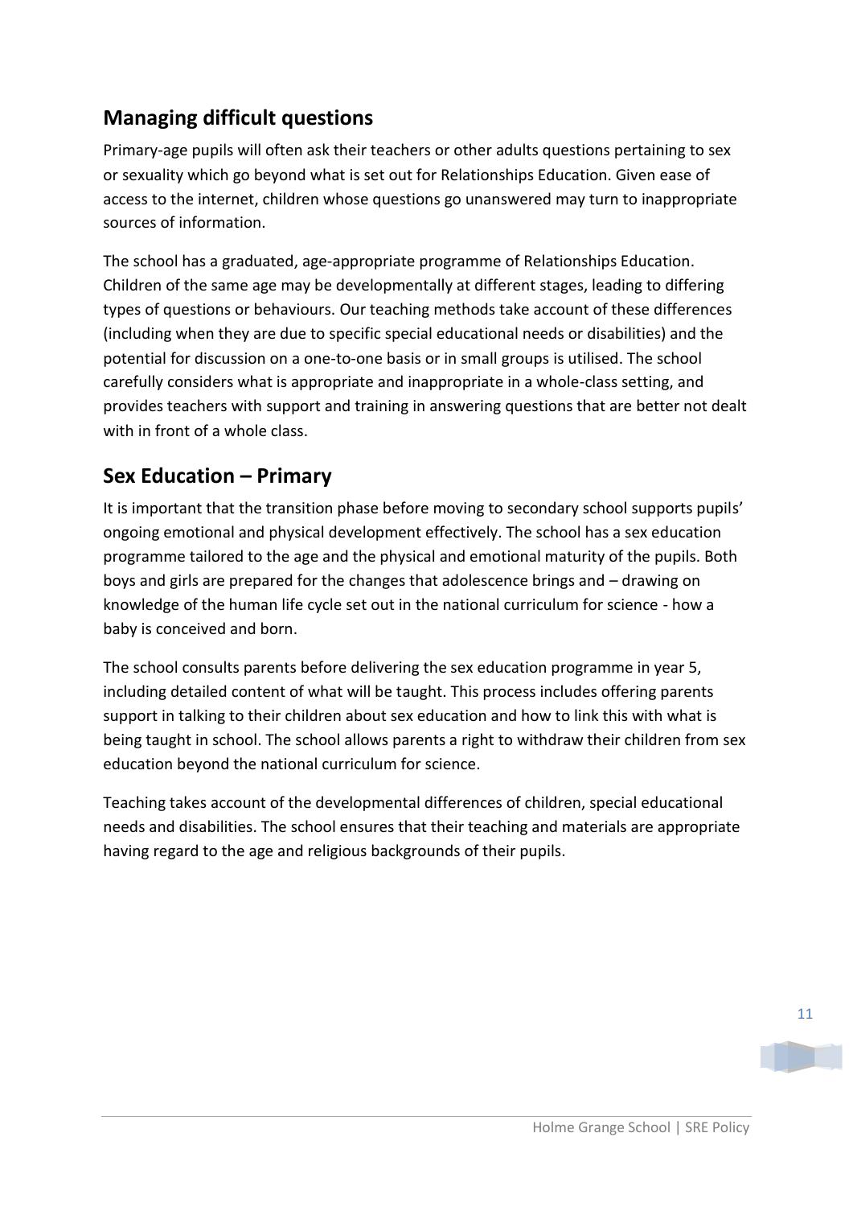## Managing difficult questions

Primary-age pupils will often ask their teachers or other adults questions pertaining to sex or sexuality which go beyond what is set out for Relationships Education. Given ease of access to the internet, children whose questions go unanswered may turn to inappropriate sources of information.

The school has a graduated, age-appropriate programme of Relationships Education. Children of the same age may be developmentally at different stages, leading to differing types of questions or behaviours. Our teaching methods take account of these differences (including when they are due to specific special educational needs or disabilities) and the potential for discussion on a one-to-one basis or in small groups is utilised. The school carefully considers what is appropriate and inappropriate in a whole-class setting, and provides teachers with support and training in answering questions that are better not dealt with in front of a whole class.

## Sex Education – Primary

It is important that the transition phase before moving to secondary school supports pupils' ongoing emotional and physical development effectively. The school has a sex education programme tailored to the age and the physical and emotional maturity of the pupils. Both boys and girls are prepared for the changes that adolescence brings and – drawing on knowledge of the human life cycle set out in the national curriculum for science - how a baby is conceived and born.

The school consults parents before delivering the sex education programme in year 5, including detailed content of what will be taught. This process includes offering parents support in talking to their children about sex education and how to link this with what is being taught in school. The school allows parents a right to withdraw their children from sex education beyond the national curriculum for science.

Teaching takes account of the developmental differences of children, special educational needs and disabilities. The school ensures that their teaching and materials are appropriate having regard to the age and religious backgrounds of their pupils.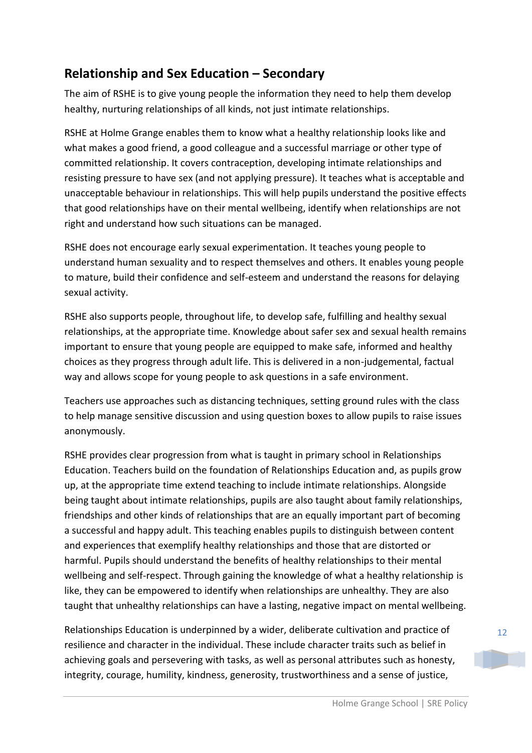## Relationship and Sex Education – Secondary

The aim of RSHE is to give young people the information they need to help them develop healthy, nurturing relationships of all kinds, not just intimate relationships.

RSHE at Holme Grange enables them to know what a healthy relationship looks like and what makes a good friend, a good colleague and a successful marriage or other type of committed relationship. It covers contraception, developing intimate relationships and resisting pressure to have sex (and not applying pressure). It teaches what is acceptable and unacceptable behaviour in relationships. This will help pupils understand the positive effects that good relationships have on their mental wellbeing, identify when relationships are not right and understand how such situations can be managed.

RSHE does not encourage early sexual experimentation. It teaches young people to understand human sexuality and to respect themselves and others. It enables young people to mature, build their confidence and self-esteem and understand the reasons for delaying sexual activity.

RSHE also supports people, throughout life, to develop safe, fulfilling and healthy sexual relationships, at the appropriate time. Knowledge about safer sex and sexual health remains important to ensure that young people are equipped to make safe, informed and healthy choices as they progress through adult life. This is delivered in a non-judgemental, factual way and allows scope for young people to ask questions in a safe environment.

Teachers use approaches such as distancing techniques, setting ground rules with the class to help manage sensitive discussion and using question boxes to allow pupils to raise issues anonymously.

RSHE provides clear progression from what is taught in primary school in Relationships Education. Teachers build on the foundation of Relationships Education and, as pupils grow up, at the appropriate time extend teaching to include intimate relationships. Alongside being taught about intimate relationships, pupils are also taught about family relationships, friendships and other kinds of relationships that are an equally important part of becoming a successful and happy adult. This teaching enables pupils to distinguish between content and experiences that exemplify healthy relationships and those that are distorted or harmful. Pupils should understand the benefits of healthy relationships to their mental wellbeing and self-respect. Through gaining the knowledge of what a healthy relationship is like, they can be empowered to identify when relationships are unhealthy. They are also taught that unhealthy relationships can have a lasting, negative impact on mental wellbeing.

Relationships Education is underpinned by a wider, deliberate cultivation and practice of resilience and character in the individual. These include character traits such as belief in achieving goals and persevering with tasks, as well as personal attributes such as honesty, integrity, courage, humility, kindness, generosity, trustworthiness and a sense of justice,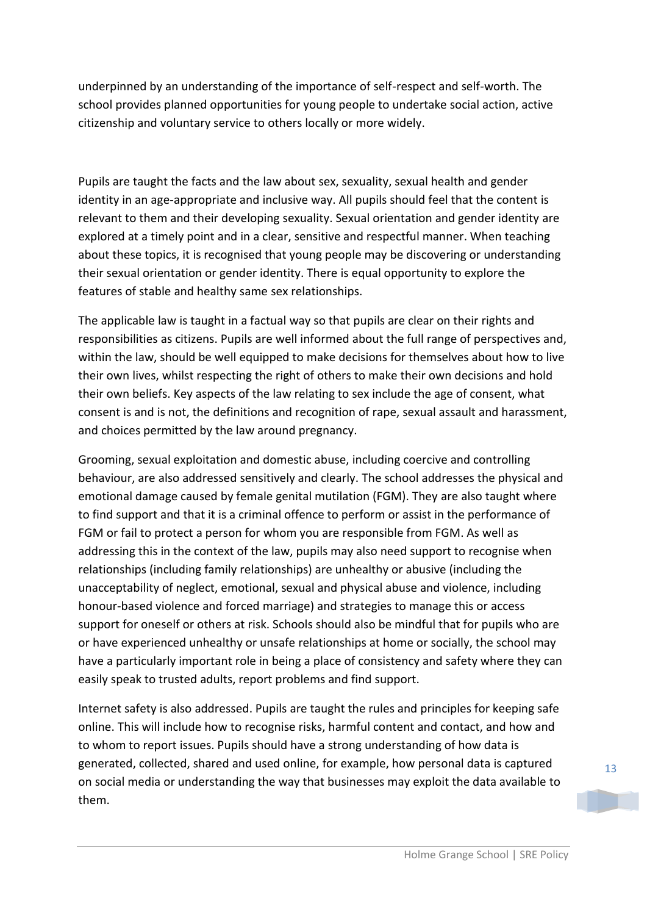underpinned by an understanding of the importance of self-respect and self-worth. The school provides planned opportunities for young people to undertake social action, active citizenship and voluntary service to others locally or more widely.

Pupils are taught the facts and the law about sex, sexuality, sexual health and gender identity in an age-appropriate and inclusive way. All pupils should feel that the content is relevant to them and their developing sexuality. Sexual orientation and gender identity are explored at a timely point and in a clear, sensitive and respectful manner. When teaching about these topics, it is recognised that young people may be discovering or understanding their sexual orientation or gender identity. There is equal opportunity to explore the features of stable and healthy same sex relationships.

The applicable law is taught in a factual way so that pupils are clear on their rights and responsibilities as citizens. Pupils are well informed about the full range of perspectives and, within the law, should be well equipped to make decisions for themselves about how to live their own lives, whilst respecting the right of others to make their own decisions and hold their own beliefs. Key aspects of the law relating to sex include the age of consent, what consent is and is not, the definitions and recognition of rape, sexual assault and harassment, and choices permitted by the law around pregnancy.

Grooming, sexual exploitation and domestic abuse, including coercive and controlling behaviour, are also addressed sensitively and clearly. The school addresses the physical and emotional damage caused by female genital mutilation (FGM). They are also taught where to find support and that it is a criminal offence to perform or assist in the performance of FGM or fail to protect a person for whom you are responsible from FGM. As well as addressing this in the context of the law, pupils may also need support to recognise when relationships (including family relationships) are unhealthy or abusive (including the unacceptability of neglect, emotional, sexual and physical abuse and violence, including honour-based violence and forced marriage) and strategies to manage this or access support for oneself or others at risk. Schools should also be mindful that for pupils who are or have experienced unhealthy or unsafe relationships at home or socially, the school may have a particularly important role in being a place of consistency and safety where they can easily speak to trusted adults, report problems and find support.

Internet safety is also addressed. Pupils are taught the rules and principles for keeping safe online. This will include how to recognise risks, harmful content and contact, and how and to whom to report issues. Pupils should have a strong understanding of how data is generated, collected, shared and used online, for example, how personal data is captured on social media or understanding the way that businesses may exploit the data available to them.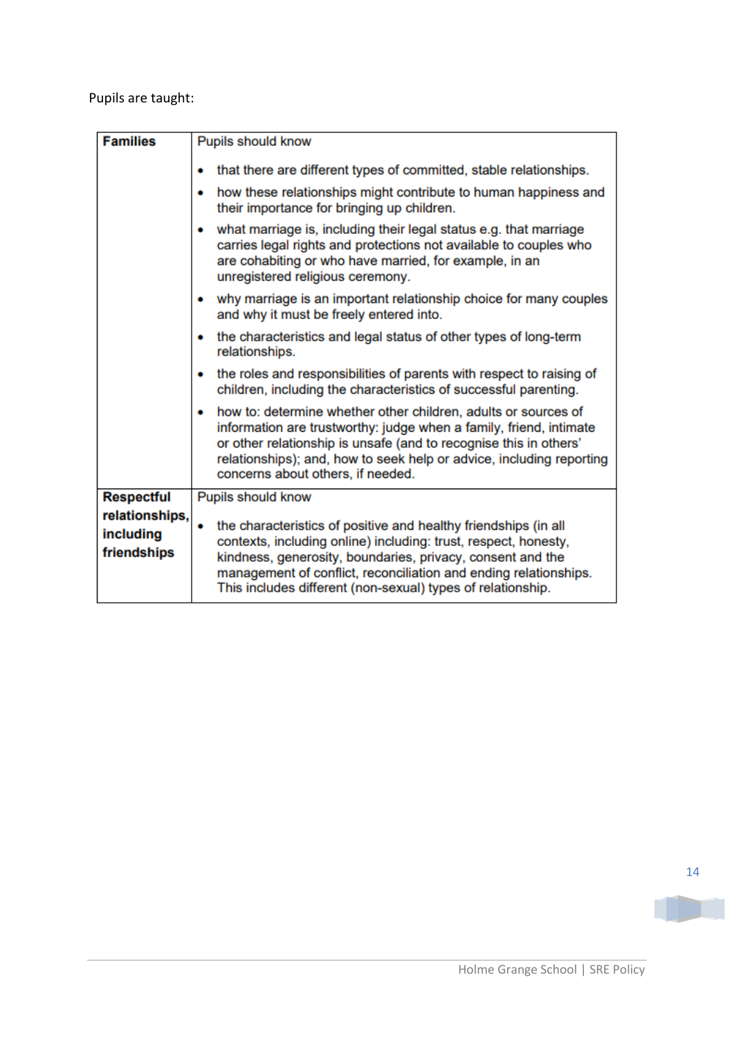Pupils are taught:

| **Families** | Pupils should know<br><br>• that there are different types of committed, stable relationships.<br>• how these relationships might contribute to human happiness and their importance for bringing up children.<br>• what marriage is, including their legal status e.g. that marriage carries legal rights and protections not available to couples who are cohabiting or who have married, for example, in an unregistered religious ceremony.<br>• why marriage is an important relationship choice for many couples and why it must be freely entered into.<br>• the characteristics and legal status of other types of long-term relationships.<br>• the roles and responsibilities of parents with respect to raising of children, including the characteristics of successful parenting.<br>• how to: determine whether other children, adults or sources of information are trustworthy: judge when a family, friend, intimate or other relationship is unsafe (and to recognise this in others' relationships); and, how to seek help or advice, including reporting concerns about others, if needed. |
|---|---|
| **Respectful relationships, including friendships** | Pupils should know<br><br>• the characteristics of positive and healthy friendships (in all contexts, including online) including: trust, respect, honesty, kindness, generosity, boundaries, privacy, consent and the management of conflict, reconciliation and ending relationships. This includes different (non-sexual) types of relationship. |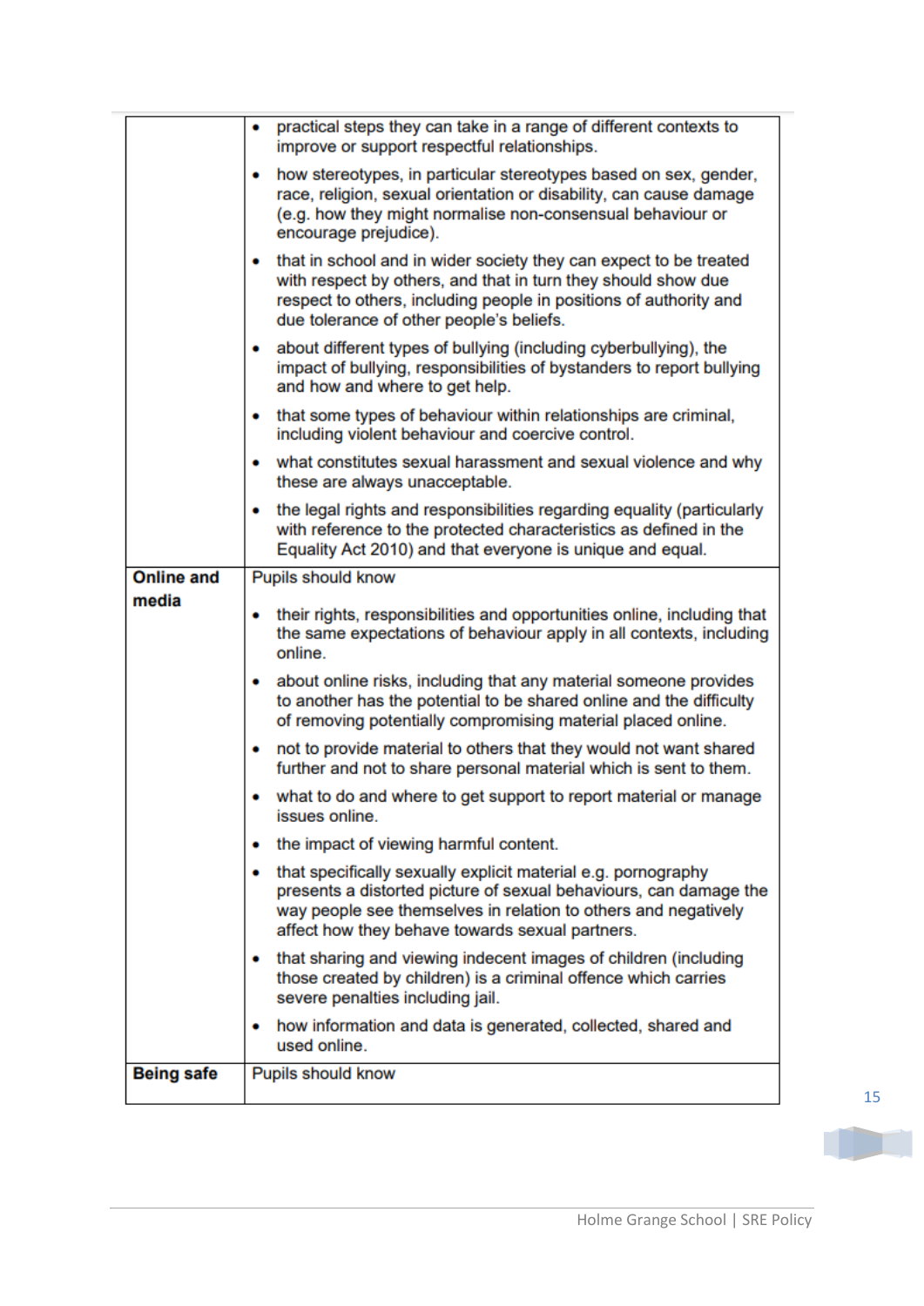| | |
|---|---|
| | • practical steps they can take in a range of different contexts to improve or support respectful relationships.<br>• how stereotypes, in particular stereotypes based on sex, gender, race, religion, sexual orientation or disability, can cause damage (e.g. how they might normalise non-consensual behaviour or encourage prejudice).<br>• that in school and in wider society they can expect to be treated with respect by others, and that in turn they should show due respect to others, including people in positions of authority and due tolerance of other people's beliefs.<br>• about different types of bullying (including cyberbullying), the impact of bullying, responsibilities of bystanders to report bullying and how and where to get help.<br>• that some types of behaviour within relationships are criminal, including violent behaviour and coercive control.<br>• what constitutes sexual harassment and sexual violence and why these are always unacceptable.<br>• the legal rights and responsibilities regarding equality (particularly with reference to the protected characteristics as defined in the Equality Act 2010) and that everyone is unique and equal. |
| **Online and media** | Pupils should know<br>• their rights, responsibilities and opportunities online, including that the same expectations of behaviour apply in all contexts, including online.<br>• about online risks, including that any material someone provides to another has the potential to be shared online and the difficulty of removing potentially compromising material placed online.<br>• not to provide material to others that they would not want shared further and not to share personal material which is sent to them.<br>• what to do and where to get support to report material or manage issues online.<br>• the impact of viewing harmful content.<br>• that specifically sexually explicit material e.g. pornography presents a distorted picture of sexual behaviours, can damage the way people see themselves in relation to others and negatively affect how they behave towards sexual partners.<br>• that sharing and viewing indecent images of children (including those created by children) is a criminal offence which carries severe penalties including jail.<br>• how information and data is generated, collected, shared and used online. |
| **Being safe** | Pupils should know |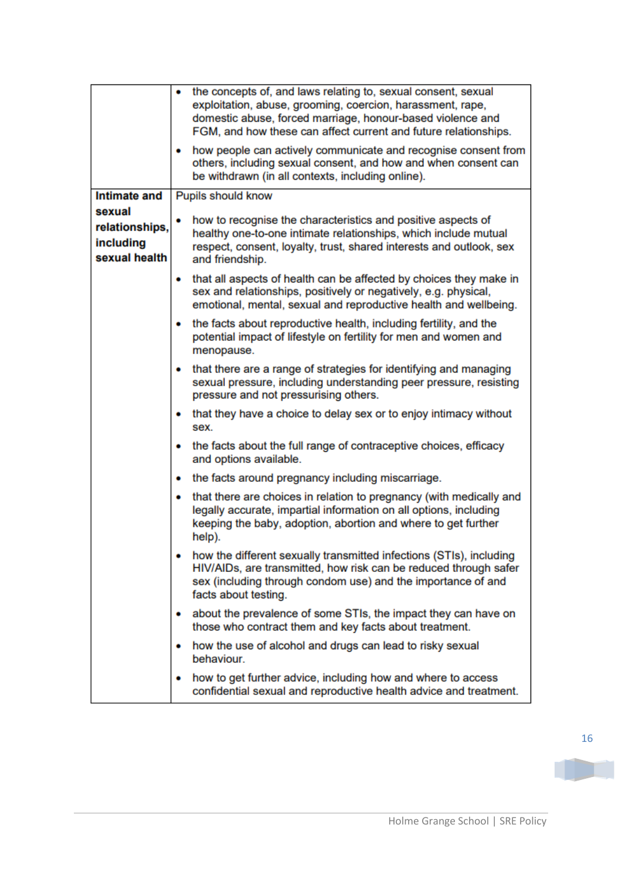| | |
|---|---|
| | • the concepts of, and laws relating to, sexual consent, sexual exploitation, abuse, grooming, coercion, harassment, rape, domestic abuse, forced marriage, honour-based violence and FGM, and how these can affect current and future relationships.<br><br>• how people can actively communicate and recognise consent from others, including sexual consent, and how and when consent can be withdrawn (in all contexts, including online). |
| **Intimate and sexual relationships, including sexual health** | Pupils should know<br><br>• how to recognise the characteristics and positive aspects of healthy one-to-one intimate relationships, which include mutual respect, consent, loyalty, trust, shared interests and outlook, sex and friendship.<br><br>• that all aspects of health can be affected by choices they make in sex and relationships, positively or negatively, e.g. physical, emotional, mental, sexual and reproductive health and wellbeing.<br><br>• the facts about reproductive health, including fertility, and the potential impact of lifestyle on fertility for men and women and menopause.<br><br>• that there are a range of strategies for identifying and managing sexual pressure, including understanding peer pressure, resisting pressure and not pressurising others.<br><br>• that they have a choice to delay sex or to enjoy intimacy without sex.<br><br>• the facts about the full range of contraceptive choices, efficacy and options available.<br><br>• the facts around pregnancy including miscarriage.<br><br>• that there are choices in relation to pregnancy (with medically and legally accurate, impartial information on all options, including keeping the baby, adoption, abortion and where to get further help).<br><br>• how the different sexually transmitted infections (STIs), including HIV/AIDs, are transmitted, how risk can be reduced through safer sex (including through condom use) and the importance of and facts about testing.<br><br>• about the prevalence of some STIs, the impact they can have on those who contract them and key facts about treatment.<br><br>• how the use of alcohol and drugs can lead to risky sexual behaviour.<br><br>• how to get further advice, including how and where to access confidential sexual and reproductive health advice and treatment. |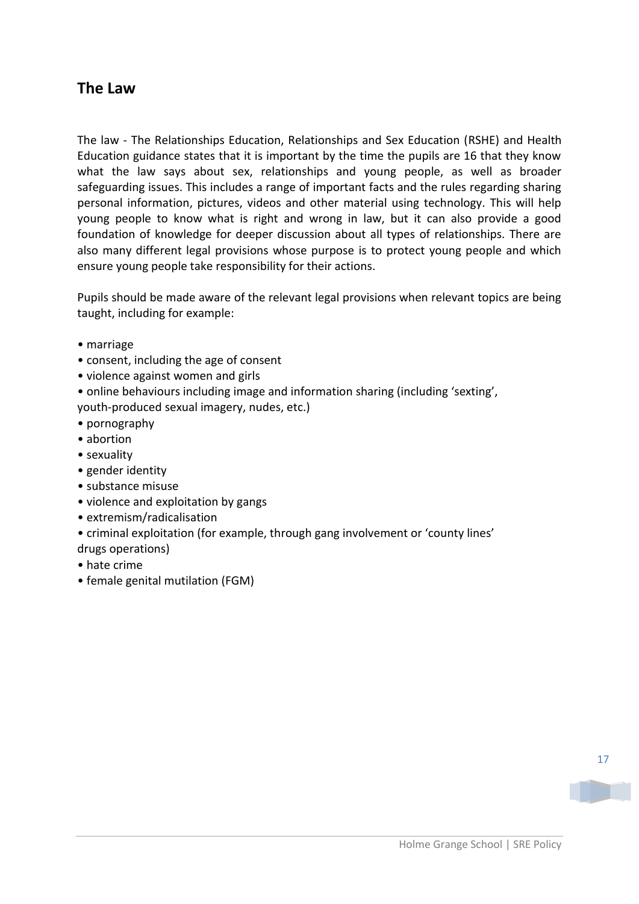## The Law

The law - The Relationships Education, Relationships and Sex Education (RSHE) and Health Education guidance states that it is important by the time the pupils are 16 that they know what the law says about sex, relationships and young people, as well as broader safeguarding issues. This includes a range of important facts and the rules regarding sharing personal information, pictures, videos and other material using technology. This will help young people to know what is right and wrong in law, but it can also provide a good foundation of knowledge for deeper discussion about all types of relationships. There are also many different legal provisions whose purpose is to protect young people and which ensure young people take responsibility for their actions.

Pupils should be made aware of the relevant legal provisions when relevant topics are being taught, including for example:

- marriage
- consent, including the age of consent
- violence against women and girls
- online behaviours including image and information sharing (including 'sexting', youth-produced sexual imagery, nudes, etc.)
- pornography
- abortion
- sexuality
- gender identity
- substance misuse
- violence and exploitation by gangs
- extremism/radicalisation
- criminal exploitation (for example, through gang involvement or 'county lines' drugs operations)
- hate crime
- female genital mutilation (FGM)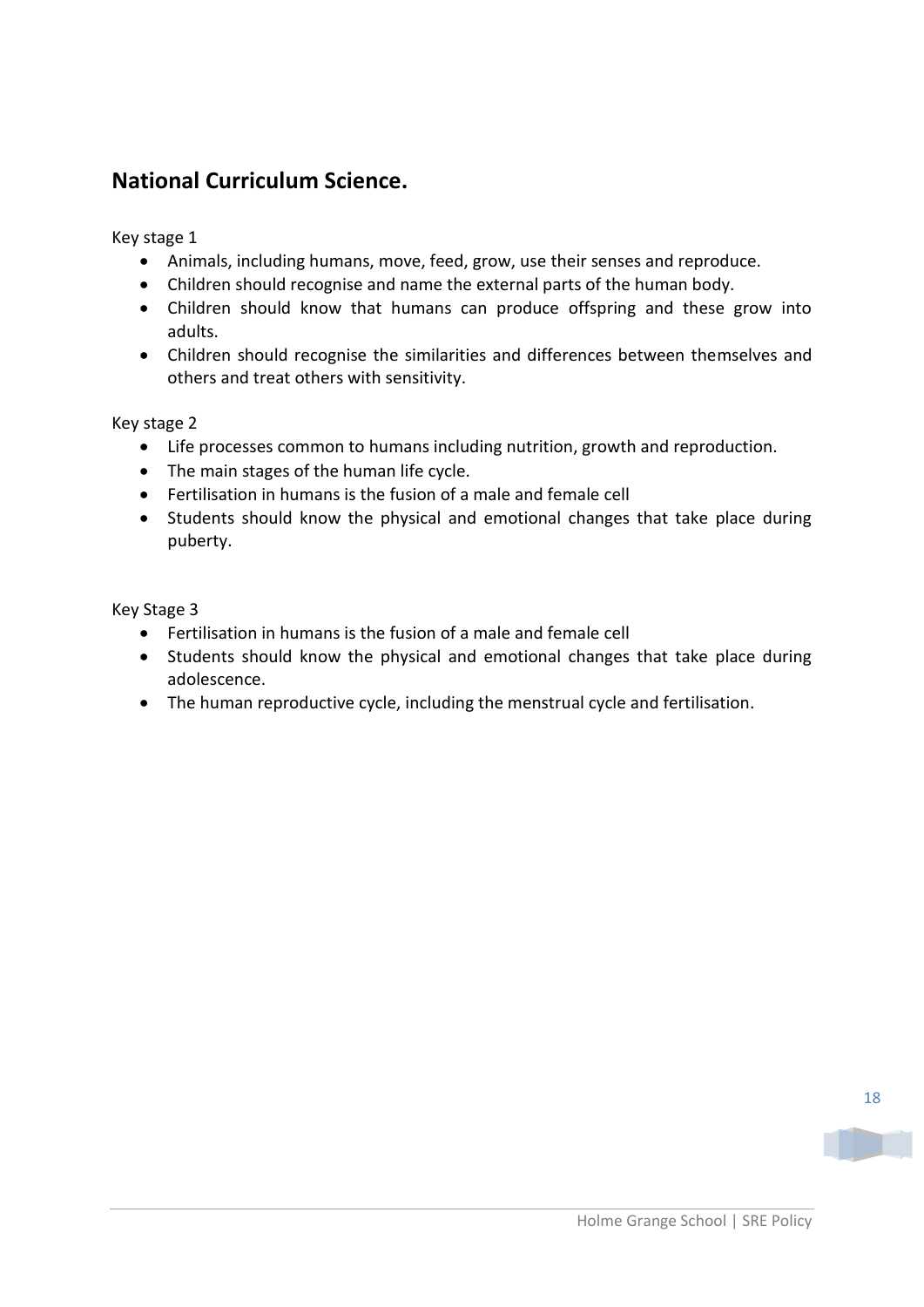## National Curriculum Science.

Key stage 1

- Animals, including humans, move, feed, grow, use their senses and reproduce.
- Children should recognise and name the external parts of the human body.
- Children should know that humans can produce offspring and these grow into adults.
- Children should recognise the similarities and differences between themselves and others and treat others with sensitivity.

Key stage 2

- Life processes common to humans including nutrition, growth and reproduction.
- The main stages of the human life cycle.
- Fertilisation in humans is the fusion of a male and female cell
- Students should know the physical and emotional changes that take place during puberty.

Key Stage 3

- Fertilisation in humans is the fusion of a male and female cell
- Students should know the physical and emotional changes that take place during adolescence.
- The human reproductive cycle, including the menstrual cycle and fertilisation.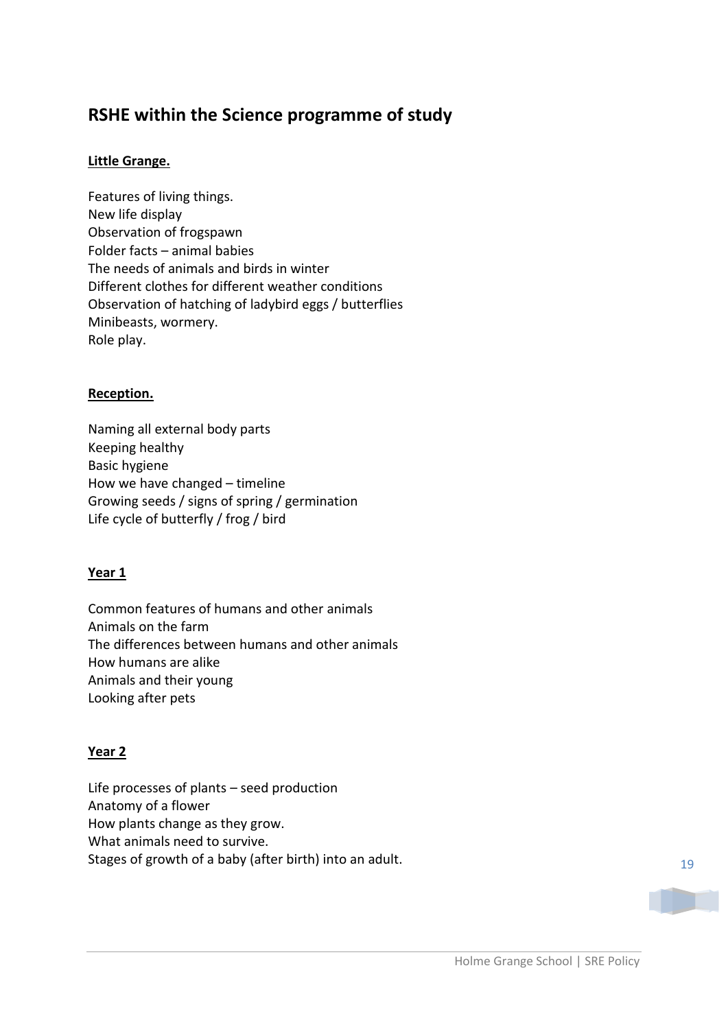## RSHE within the Science programme of study

**Little Grange.**

Features of living things.
New life display
Observation of frogspawn
Folder facts – animal babies
The needs of animals and birds in winter
Different clothes for different weather conditions
Observation of hatching of ladybird eggs / butterflies
Minibeasts, wormery.
Role play.

**Reception.**

Naming all external body parts
Keeping healthy
Basic hygiene
How we have changed – timeline
Growing seeds / signs of spring / germination
Life cycle of butterfly / frog / bird

**Year 1**

Common features of humans and other animals
Animals on the farm
The differences between humans and other animals
How humans are alike
Animals and their young
Looking after pets

**Year 2**

Life processes of plants – seed production
Anatomy of a flower
How plants change as they grow.
What animals need to survive.
Stages of growth of a baby (after birth) into an adult.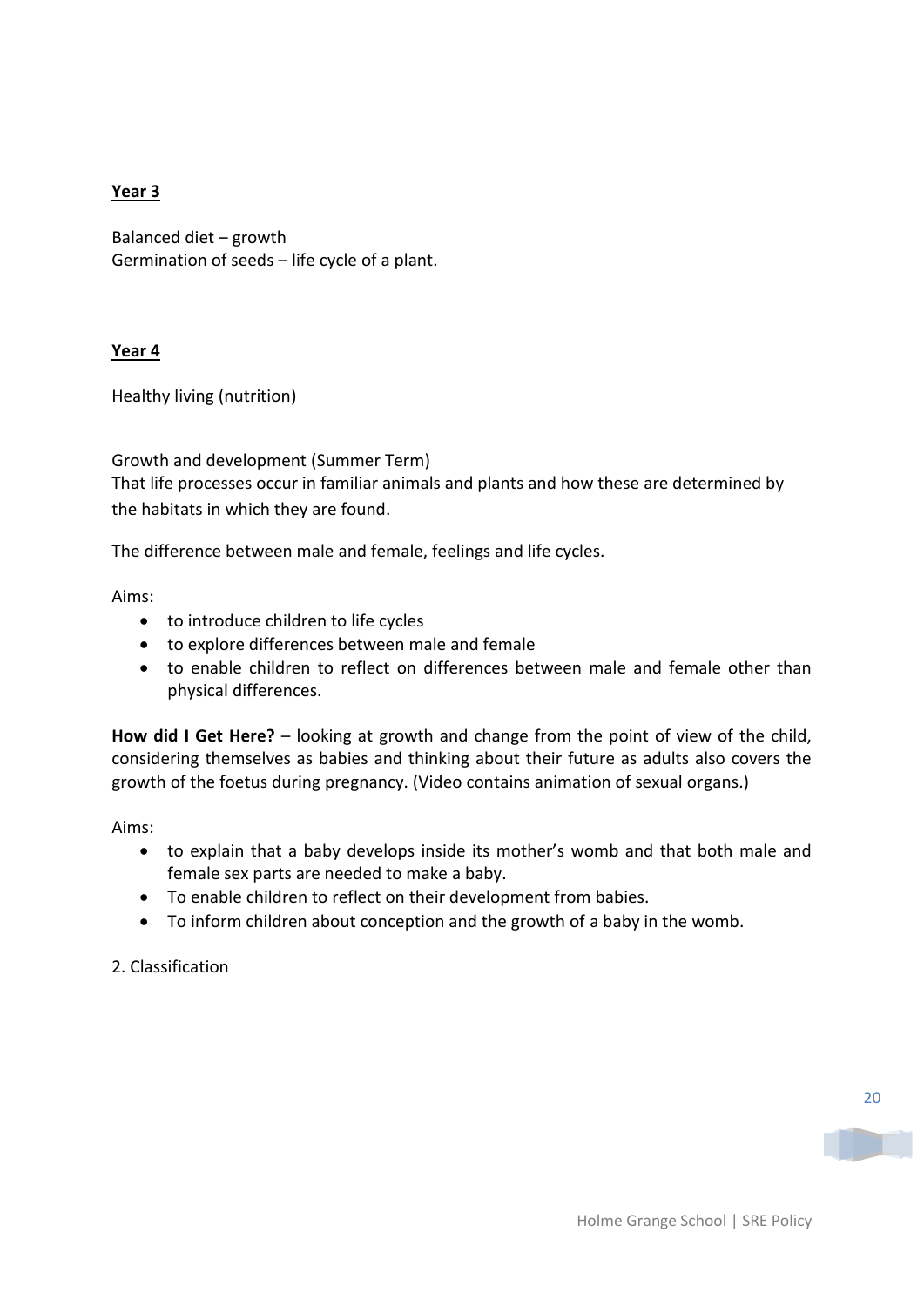**Year 3**

Balanced diet – growth
Germination of seeds – life cycle of a plant.

**Year 4**

Healthy living (nutrition)

Growth and development (Summer Term)
That life processes occur in familiar animals and plants and how these are determined by the habitats in which they are found.

The difference between male and female, feelings and life cycles.

Aims:

- to introduce children to life cycles
- to explore differences between male and female
- to enable children to reflect on differences between male and female other than physical differences.

**How did I Get Here?** – looking at growth and change from the point of view of the child, considering themselves as babies and thinking about their future as adults also covers the growth of the foetus during pregnancy. (Video contains animation of sexual organs.)

Aims:

- to explain that a baby develops inside its mother's womb and that both male and female sex parts are needed to make a baby.
- To enable children to reflect on their development from babies.
- To inform children about conception and the growth of a baby in the womb.

2. Classification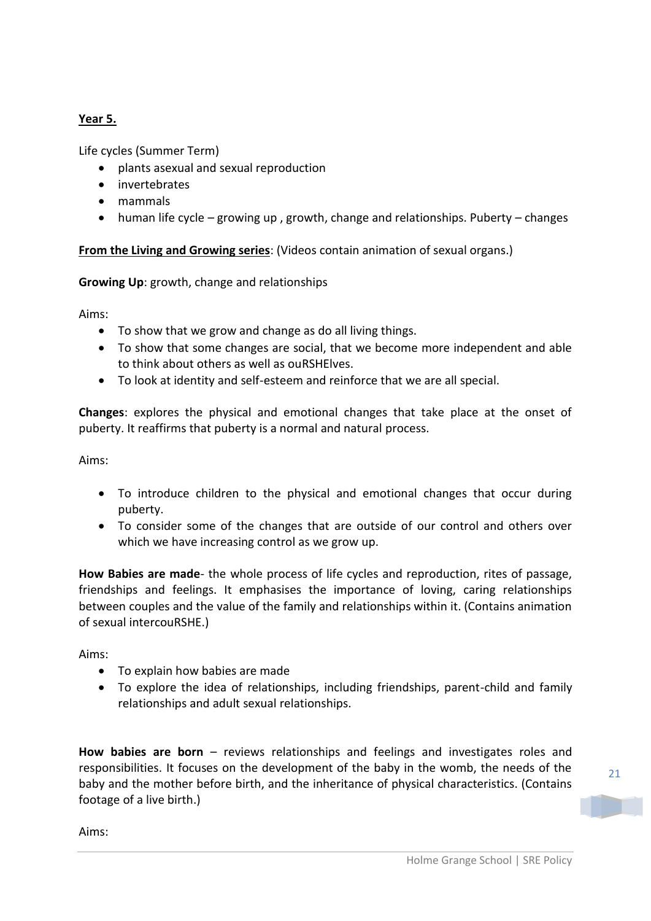**Year 5.**

Life cycles (Summer Term)

- plants asexual and sexual reproduction
- invertebrates
- mammals
- human life cycle – growing up , growth, change and relationships. Puberty – changes

**From the Living and Growing series**: (Videos contain animation of sexual organs.)

**Growing Up**: growth, change and relationships

Aims:

- To show that we grow and change as do all living things.
- To show that some changes are social, that we become more independent and able to think about others as well as ouRSHElves.
- To look at identity and self-esteem and reinforce that we are all special.

**Changes**: explores the physical and emotional changes that take place at the onset of puberty. It reaffirms that puberty is a normal and natural process.

Aims:

- To introduce children to the physical and emotional changes that occur during puberty.
- To consider some of the changes that are outside of our control and others over which we have increasing control as we grow up.

**How Babies are made**- the whole process of life cycles and reproduction, rites of passage, friendships and feelings. It emphasises the importance of loving, caring relationships between couples and the value of the family and relationships within it. (Contains animation of sexual intercouRSHE.)

Aims:

- To explain how babies are made
- To explore the idea of relationships, including friendships, parent-child and family relationships and adult sexual relationships.

**How babies are born** – reviews relationships and feelings and investigates roles and responsibilities. It focuses on the development of the baby in the womb, the needs of the baby and the mother before birth, and the inheritance of physical characteristics. (Contains footage of a live birth.)

Aims: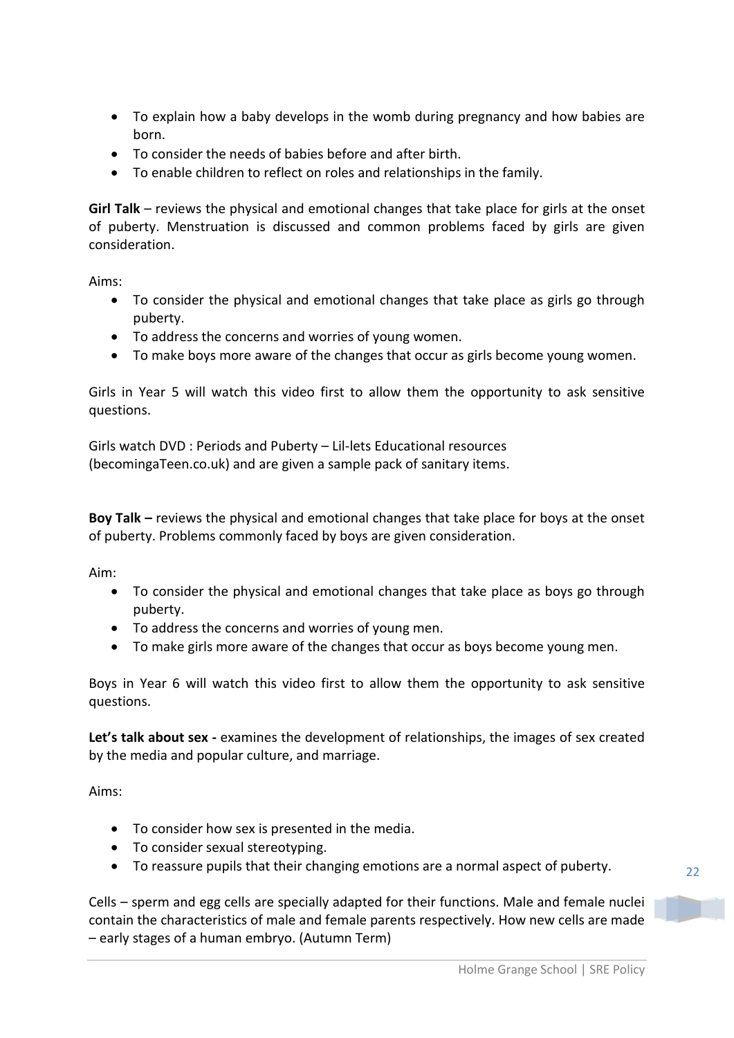- To explain how a baby develops in the womb during pregnancy and how babies are born.
- To consider the needs of babies before and after birth.
- To enable children to reflect on roles and relationships in the family.

**Girl Talk** – reviews the physical and emotional changes that take place for girls at the onset of puberty. Menstruation is discussed and common problems faced by girls are given consideration.

Aims:

- To consider the physical and emotional changes that take place as girls go through puberty.
- To address the concerns and worries of young women.
- To make boys more aware of the changes that occur as girls become young women.

Girls in Year 5 will watch this video first to allow them the opportunity to ask sensitive questions.

Girls watch DVD : Periods and Puberty – Lil-lets Educational resources (becomingaTeen.co.uk) and are given a sample pack of sanitary items.

**Boy Talk –** reviews the physical and emotional changes that take place for boys at the onset of puberty. Problems commonly faced by boys are given consideration.

Aim:

- To consider the physical and emotional changes that take place as boys go through puberty.
- To address the concerns and worries of young men.
- To make girls more aware of the changes that occur as boys become young men.

Boys in Year 6 will watch this video first to allow them the opportunity to ask sensitive questions.

**Let's talk about sex -** examines the development of relationships, the images of sex created by the media and popular culture, and marriage.

Aims:

- To consider how sex is presented in the media.
- To consider sexual stereotyping.
- To reassure pupils that their changing emotions are a normal aspect of puberty.

Cells – sperm and egg cells are specially adapted for their functions. Male and female nuclei contain the characteristics of male and female parents respectively. How new cells are made – early stages of a human embryo. (Autumn Term)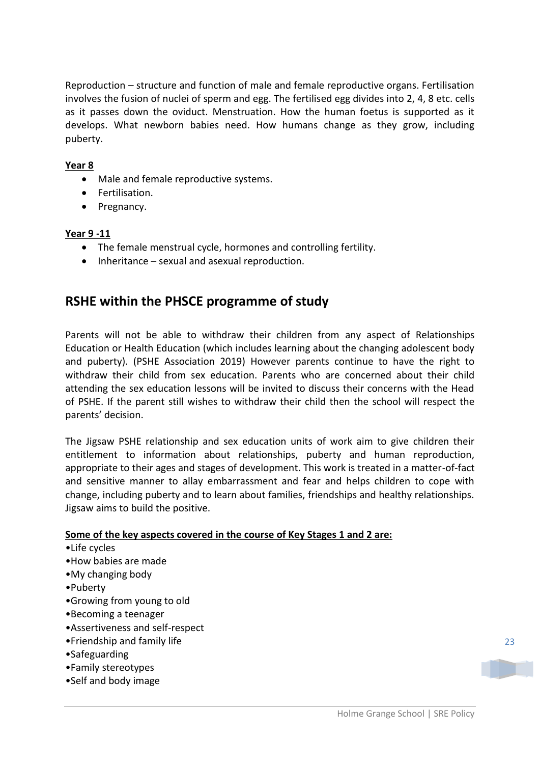Reproduction – structure and function of male and female reproductive organs. Fertilisation involves the fusion of nuclei of sperm and egg. The fertilised egg divides into 2, 4, 8 etc. cells as it passes down the oviduct. Menstruation. How the human foetus is supported as it develops. What newborn babies need. How humans change as they grow, including puberty.

**Year 8**

- Male and female reproductive systems.
- Fertilisation.
- Pregnancy.

**Year 9 -11**

- The female menstrual cycle, hormones and controlling fertility.
- Inheritance – sexual and asexual reproduction.

## RSHE within the PHSCE programme of study

Parents will not be able to withdraw their children from any aspect of Relationships Education or Health Education (which includes learning about the changing adolescent body and puberty). (PSHE Association 2019) However parents continue to have the right to withdraw their child from sex education. Parents who are concerned about their child attending the sex education lessons will be invited to discuss their concerns with the Head of PSHE. If the parent still wishes to withdraw their child then the school will respect the parents' decision.

The Jigsaw PSHE relationship and sex education units of work aim to give children their entitlement to information about relationships, puberty and human reproduction, appropriate to their ages and stages of development. This work is treated in a matter-of-fact and sensitive manner to allay embarrassment and fear and helps children to cope with change, including puberty and to learn about families, friendships and healthy relationships. Jigsaw aims to build the positive.

**Some of the key aspects covered in the course of Key Stages 1 and 2 are:**

- Life cycles
- How babies are made
- My changing body
- Puberty
- Growing from young to old
- Becoming a teenager
- Assertiveness and self-respect
- Friendship and family life
- Safeguarding
- Family stereotypes
- Self and body image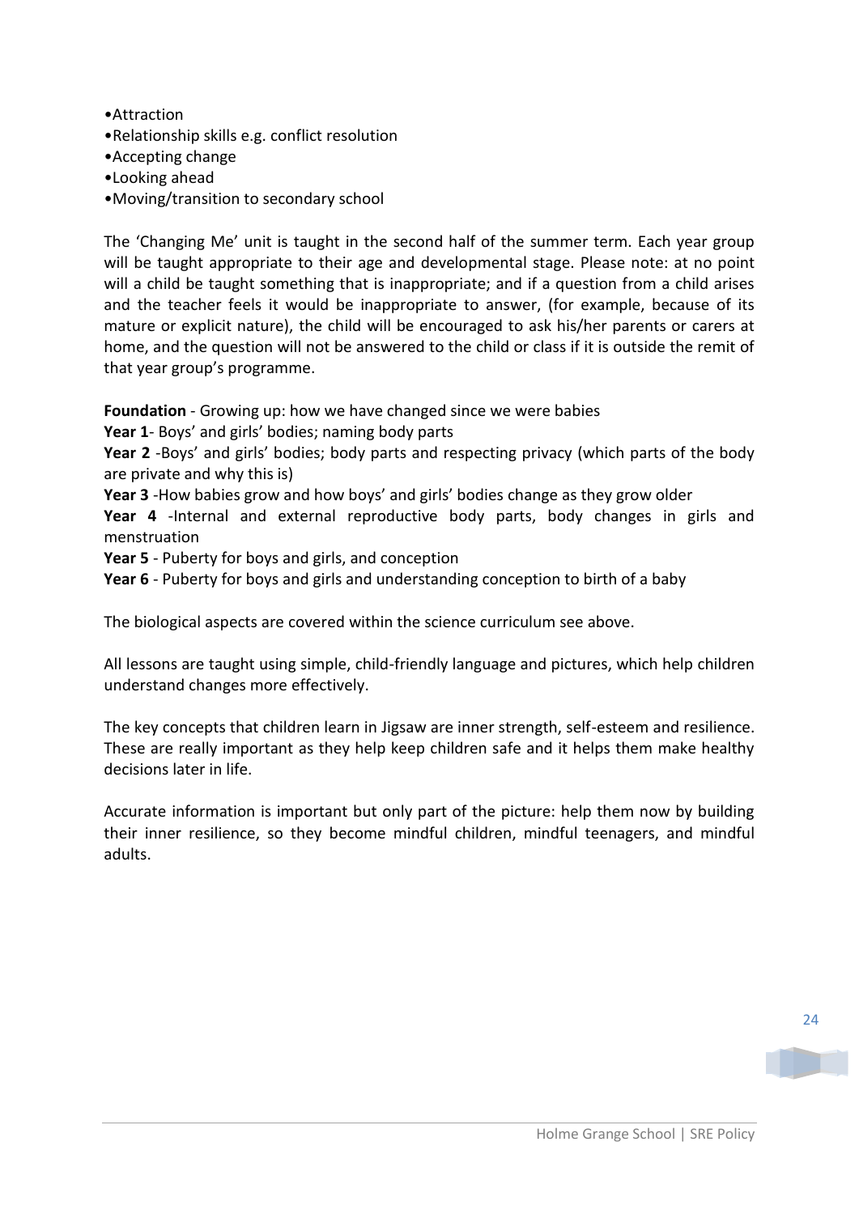- Attraction
- Relationship skills e.g. conflict resolution
- Accepting change
- Looking ahead
- Moving/transition to secondary school

The 'Changing Me' unit is taught in the second half of the summer term. Each year group will be taught appropriate to their age and developmental stage. Please note: at no point will a child be taught something that is inappropriate; and if a question from a child arises and the teacher feels it would be inappropriate to answer, (for example, because of its mature or explicit nature), the child will be encouraged to ask his/her parents or carers at home, and the question will not be answered to the child or class if it is outside the remit of that year group's programme.

**Foundation** - Growing up: how we have changed since we were babies
**Year 1**- Boys' and girls' bodies; naming body parts
**Year 2** -Boys' and girls' bodies; body parts and respecting privacy (which parts of the body are private and why this is)
**Year 3** -How babies grow and how boys' and girls' bodies change as they grow older
**Year 4** -Internal and external reproductive body parts, body changes in girls and menstruation
**Year 5** - Puberty for boys and girls, and conception
**Year 6** - Puberty for boys and girls and understanding conception to birth of a baby

The biological aspects are covered within the science curriculum see above.

All lessons are taught using simple, child-friendly language and pictures, which help children understand changes more effectively.

The key concepts that children learn in Jigsaw are inner strength, self-esteem and resilience. These are really important as they help keep children safe and it helps them make healthy decisions later in life.

Accurate information is important but only part of the picture: help them now by building their inner resilience, so they become mindful children, mindful teenagers, and mindful adults.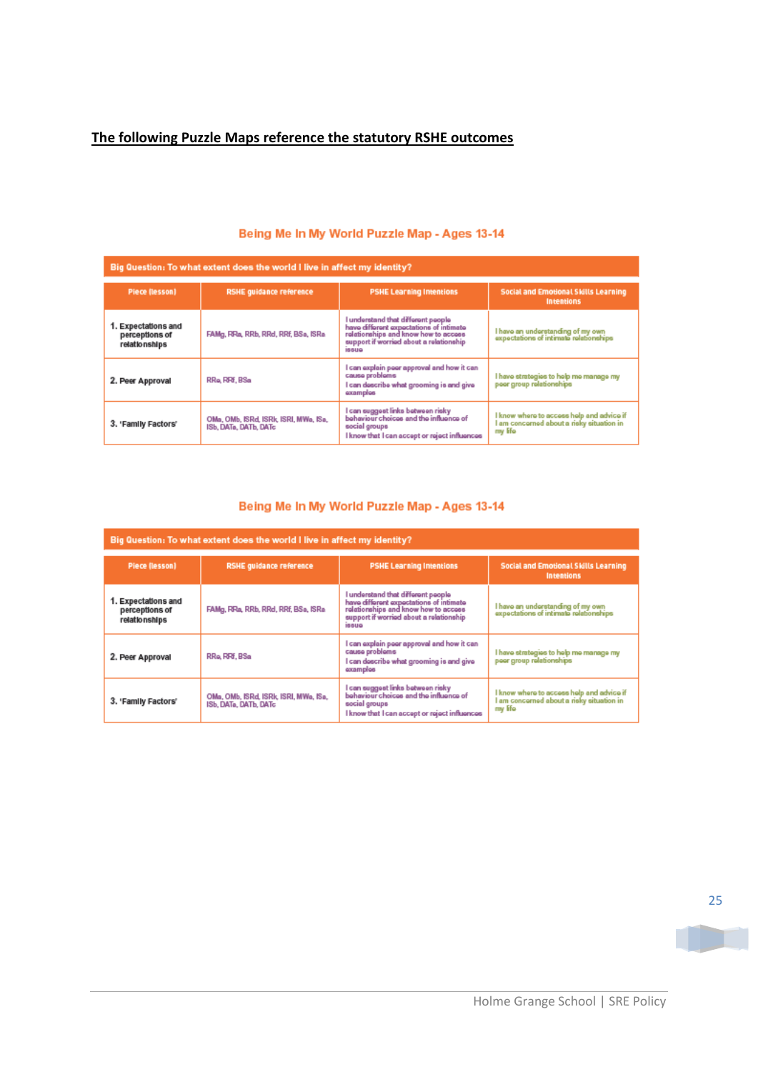**The following Puzzle Maps reference the statutory RSHE outcomes**

## Being Me In My World Puzzle Map - Ages 13-14

| Big Question: To what extent does the world I live in affect my identity? | | | |
|---|---|---|---|
| **Piece (lesson)** | **RSHE guidance reference** | **PSHE Learning Intentions** | **Social and Emotional Skills Learning Intentions** |
| 1. Expectations and perceptions of relationships | FAMg, RRa, RRb, RRd, RRf, BSa, ISRa | I understand that different people have different expectations of intimate relationships and know how to access support if worried about a relationship issue | I have an understanding of my own expectations of intimate relationships |
| 2. Peer Approval | RRa, RRf, BSa | I can explain peer approval and how it can cause problems<br>I can describe what grooming is and give examples | I have strategies to help me manage my peer group relationships |
| 3. 'Family Factors' | OMa, OMb, ISRd, ISRk, ISRl, MWa, ISa, ISb, DATa, DATb, DATc | I can suggest links between risky behaviour choices and the influence of social groups<br>I know that I can accept or reject influences | I know where to access help and advice if I am concerned about a risky situation in my life |

## Being Me In My World Puzzle Map - Ages 13-14

| Big Question: To what extent does the world I live in affect my identity? | | | |
|---|---|---|---|
| **Piece (lesson)** | **RSHE guidance reference** | **PSHE Learning Intentions** | **Social and Emotional Skills Learning Intentions** |
| 1. Expectations and perceptions of relationships | FAMg, RRa, RRb, RRd, RRf, BSa, ISRa | I understand that different people have different expectations of intimate relationships and know how to access support if worried about a relationship issue | I have an understanding of my own expectations of intimate relationships |
| 2. Peer Approval | RRa, RRf, BSa | I can explain peer approval and how it can cause problems<br>I can describe what grooming is and give examples | I have strategies to help me manage my peer group relationships |
| 3. 'Family Factors' | OMa, OMb, ISRd, ISRk, ISRl, MWa, ISa, ISb, DATa, DATb, DATc | I can suggest links between risky behaviour choices and the influence of social groups<br>I know that I can accept or reject influences | I know where to access help and advice if I am concerned about a risky situation in my life |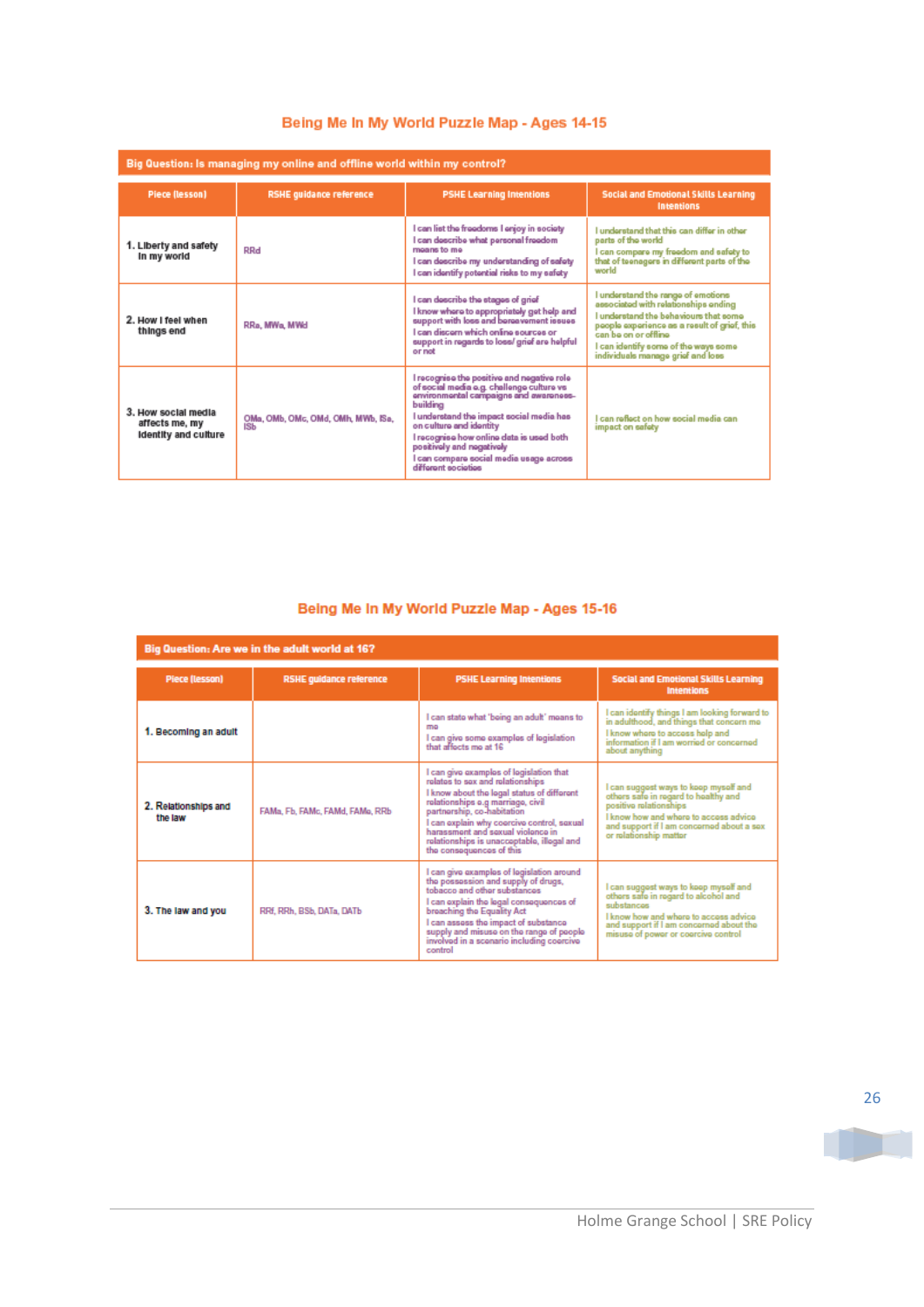## Being Me In My World Puzzle Map - Ages 14-15

**Big Question: Is managing my online and offline world within my control?**

| Piece (lesson) | RSHE guidance reference | PSHE Learning Intentions | Social and Emotional Skills Learning Intentions |
|---|---|---|---|
| 1. Liberty and safety in my world | RRd | I can list the freedoms I enjoy in society<br>I can describe what personal freedom means to me<br>I can describe my understanding of safety<br>I can identify potential risks to my safety | I understand that this can differ in other parts of the world<br>I can compare my freedom and safety to that of teenagers in different parts of the world |
| 2. How I feel when things end | RRe, MWa, MWd | I can describe the stages of grief<br>I know where to appropriately get help and support with loss and bereavement issues<br>I can discern which online sources or support in regards to loss/grief are helpful or not | I understand the range of emotions associated with relationships ending<br>I understand the behaviours that some people experience as a result of grief, this can be on or offline<br>I can identify some of the ways some individuals manage grief and loss |
| 3. How social media affects me, my identity and culture | OMa, OMb, OMc, OMd, OMh, MWb, ISa, ISb | I recognise the positive and negative role of social media e.g. challenge culture vs environmental campaigns and awareness-building<br>I understand the impact social media has on culture and identity<br>I recognise how online data is used both positively and negatively<br>I can compare social media usage across different societies | I can reflect on how social media can impact on safety |

## Being Me In My World Puzzle Map - Ages 15-16

**Big Question: Are we in the adult world at 16?**

| Piece (lesson) | RSHE guidance reference | PSHE Learning Intentions | Social and Emotional Skills Learning Intentions |
|---|---|---|---|
| 1. Becoming an adult | | I can state what 'being an adult' means to me<br>I can give some examples of legislation that affects me at 16 | I can identify things I am looking forward to in adulthood, and things that concern me<br>I know where to access help and information if I am worried or concerned about anything |
| 2. Relationships and the law | FAMa, Fb, FAMc, FAMd, FAMe, RRb | I can give examples of legislation that relates to sex and relationships<br>I know about the legal status of different relationships e.g. marriage, civil partnership, co-habitation<br>I can explain why coercive control, sexual harassment and sexual violence in relationships is unacceptable, illegal and the consequences of this | I can suggest ways to keep myself and others safe in regard to healthy and positive relationships<br>I know how and where to access advice and support if I am concerned about a sex or relationship matter |
| 3. The law and you | RRf, RRh, BSb, DATa, DATb | I can give examples of legislation around the possession and supply of drugs, tobacco and other substances<br>I can explain the legal consequences of breaching the Equality Act<br>I can assess the impact of substance supply and misuse on the range of people involved in a scenario including coercive control | I can suggest ways to keep myself and others safe in regard to alcohol and substances<br>I know how and where to access advice and support if I am concerned about the misuse of power or coercive control |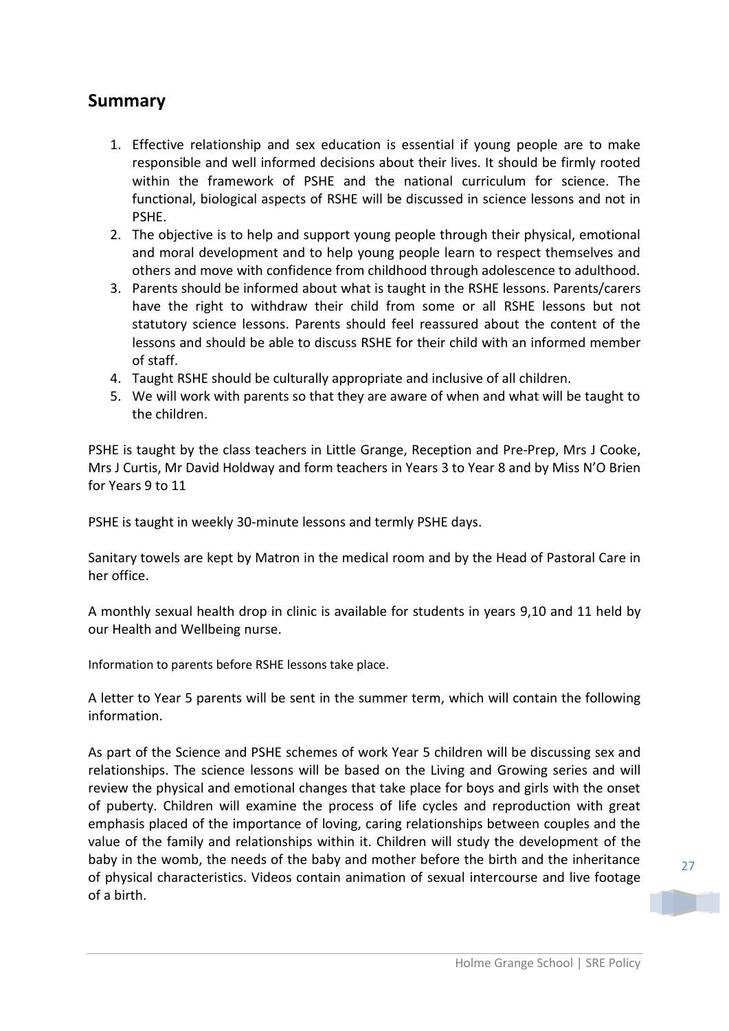## Summary

1. Effective relationship and sex education is essential if young people are to make responsible and well informed decisions about their lives. It should be firmly rooted within the framework of PSHE and the national curriculum for science. The functional, biological aspects of RSHE will be discussed in science lessons and not in PSHE.
2. The objective is to help and support young people through their physical, emotional and moral development and to help young people learn to respect themselves and others and move with confidence from childhood through adolescence to adulthood.
3. Parents should be informed about what is taught in the RSHE lessons. Parents/carers have the right to withdraw their child from some or all RSHE lessons but not statutory science lessons. Parents should feel reassured about the content of the lessons and should be able to discuss RSHE for their child with an informed member of staff.
4. Taught RSHE should be culturally appropriate and inclusive of all children.
5. We will work with parents so that they are aware of when and what will be taught to the children.

PSHE is taught by the class teachers in Little Grange, Reception and Pre-Prep, Mrs J Cooke, Mrs J Curtis, Mr David Holdway and form teachers in Years 3 to Year 8 and by Miss N'O Brien for Years 9 to 11

PSHE is taught in weekly 30-minute lessons and termly PSHE days.

Sanitary towels are kept by Matron in the medical room and by the Head of Pastoral Care in her office.

A monthly sexual health drop in clinic is available for students in years 9,10 and 11 held by our Health and Wellbeing nurse.

Information to parents before RSHE lessons take place.

A letter to Year 5 parents will be sent in the summer term, which will contain the following information.

As part of the Science and PSHE schemes of work Year 5 children will be discussing sex and relationships. The science lessons will be based on the Living and Growing series and will review the physical and emotional changes that take place for boys and girls with the onset of puberty. Children will examine the process of life cycles and reproduction with great emphasis placed of the importance of loving, caring relationships between couples and the value of the family and relationships within it. Children will study the development of the baby in the womb, the needs of the baby and mother before the birth and the inheritance of physical characteristics. Videos contain animation of sexual intercourse and live footage of a birth.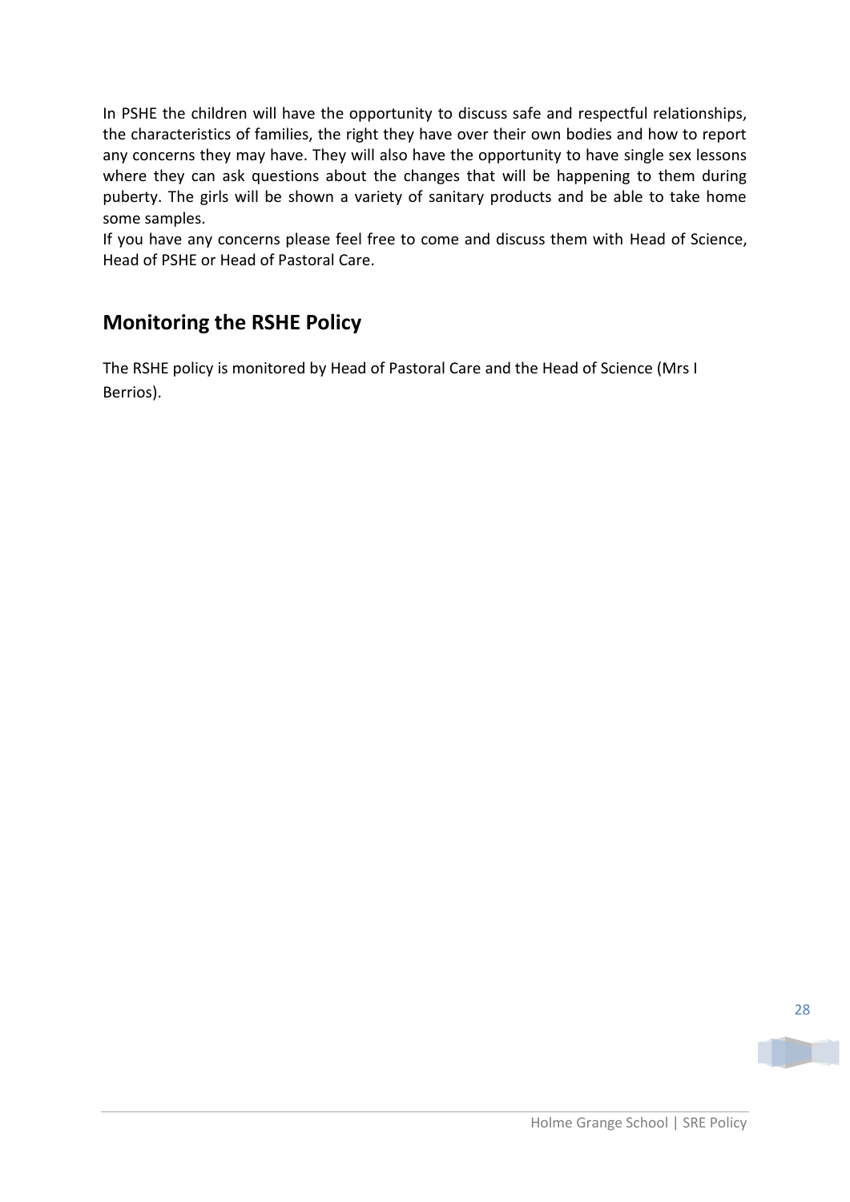In PSHE the children will have the opportunity to discuss safe and respectful relationships, the characteristics of families, the right they have over their own bodies and how to report any concerns they may have. They will also have the opportunity to have single sex lessons where they can ask questions about the changes that will be happening to them during puberty. The girls will be shown a variety of sanitary products and be able to take home some samples.

If you have any concerns please feel free to come and discuss them with Head of Science, Head of PSHE or Head of Pastoral Care.

## Monitoring the RSHE Policy

The RSHE policy is monitored by Head of Pastoral Care and the Head of Science (Mrs I Berrios).